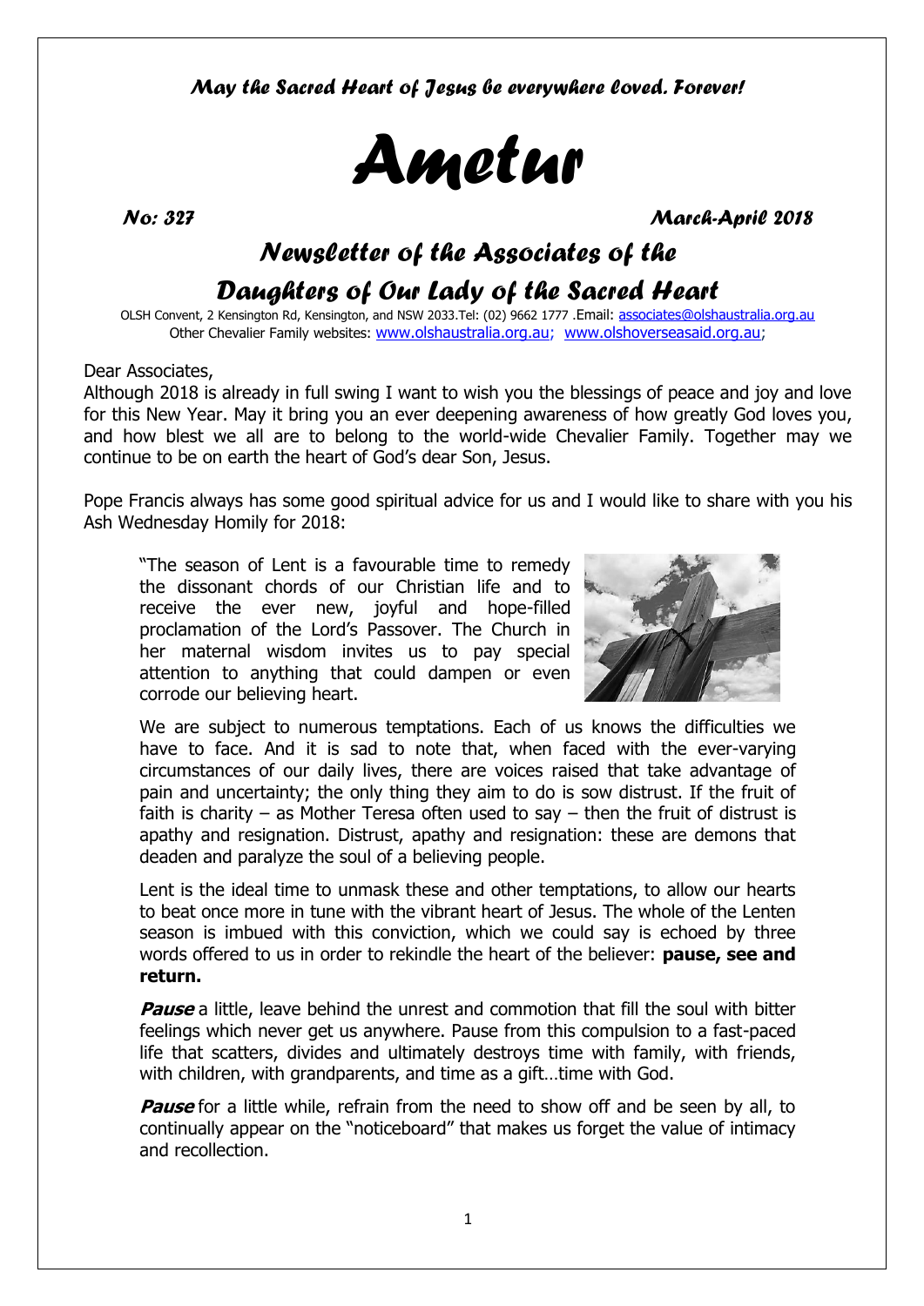*May the Sacred Heart of Jesus be everywhere loved. Forever!*

# *Ametur*

*No: 327* *March-April 2018*

## *Newsletter of the Associates of the Daughters of Our Lady of the Sacred Heart*

OLSH Convent, 2 Kensington Rd, Kensington, and NSW 2033.Tel: (02) 9662 1777 .Email: associates@olshaustralia.org.au
Other Chevalier Family websites: www.olshaustralia.org.au; www.olshoverseasaid.org.au;

Dear Associates,
Although 2018 is already in full swing I want to wish you the blessings of peace and joy and love for this New Year. May it bring you an ever deepening awareness of how greatly God loves you, and how blest we all are to belong to the world-wide Chevalier Family. Together may we continue to be on earth the heart of God's dear Son, Jesus.

Pope Francis always has some good spiritual advice for us and I would like to share with you his Ash Wednesday Homily for 2018:

> "The season of Lent is a favourable time to remedy the dissonant chords of our Christian life and to receive the ever new, joyful and hope-filled proclamation of the Lord's Passover. The Church in her maternal wisdom invites us to pay special attention to anything that could dampen or even corrode our believing heart.
>
> We are subject to numerous temptations. Each of us knows the difficulties we have to face. And it is sad to note that, when faced with the ever-varying circumstances of our daily lives, there are voices raised that take advantage of pain and uncertainty; the only thing they aim to do is sow distrust. If the fruit of faith is charity – as Mother Teresa often used to say – then the fruit of distrust is apathy and resignation. Distrust, apathy and resignation: these are demons that deaden and paralyze the soul of a believing people.
>
> Lent is the ideal time to unmask these and other temptations, to allow our hearts to beat once more in tune with the vibrant heart of Jesus. The whole of the Lenten season is imbued with this conviction, which we could say is echoed by three words offered to us in order to rekindle the heart of the believer: **pause, see and return.**
>
> ***Pause*** a little, leave behind the unrest and commotion that fill the soul with bitter feelings which never get us anywhere. Pause from this compulsion to a fast-paced life that scatters, divides and ultimately destroys time with family, with friends, with children, with grandparents, and time as a gift…time with God.
>
> ***Pause*** for a little while, refrain from the need to show off and be seen by all, to continually appear on the "noticeboard" that makes us forget the value of intimacy and recollection.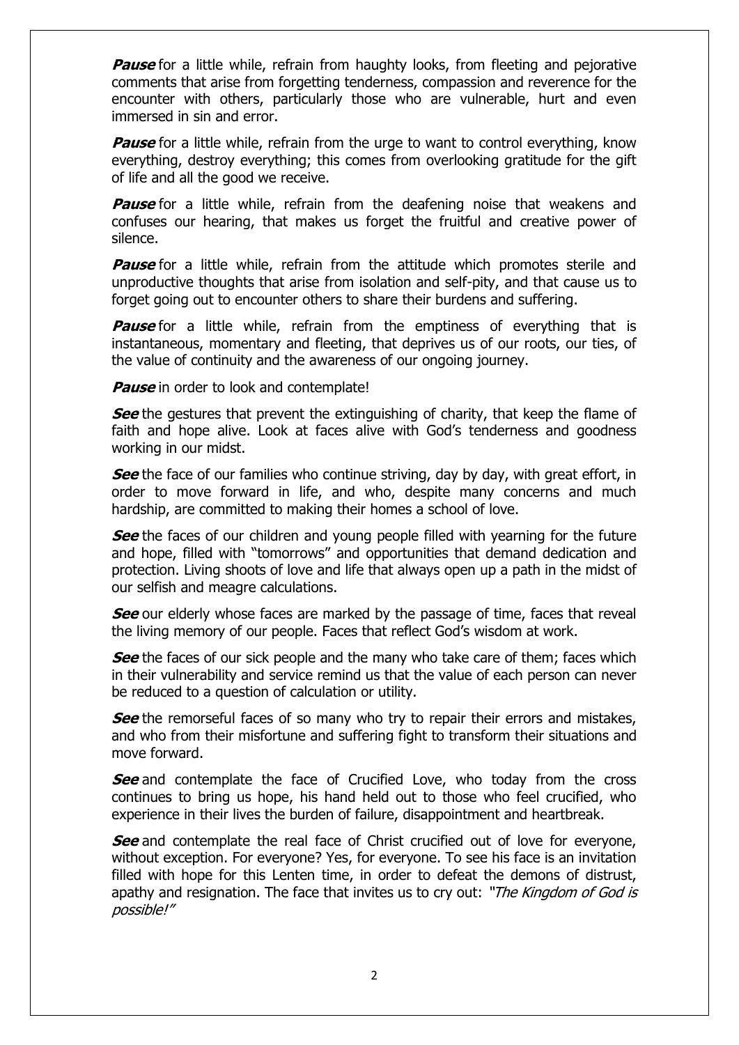***Pause*** for a little while, refrain from haughty looks, from fleeting and pejorative comments that arise from forgetting tenderness, compassion and reverence for the encounter with others, particularly those who are vulnerable, hurt and even immersed in sin and error.

***Pause*** for a little while, refrain from the urge to want to control everything, know everything, destroy everything; this comes from overlooking gratitude for the gift of life and all the good we receive.

***Pause*** for a little while, refrain from the deafening noise that weakens and confuses our hearing, that makes us forget the fruitful and creative power of silence.

***Pause*** for a little while, refrain from the attitude which promotes sterile and unproductive thoughts that arise from isolation and self-pity, and that cause us to forget going out to encounter others to share their burdens and suffering.

***Pause*** for a little while, refrain from the emptiness of everything that is instantaneous, momentary and fleeting, that deprives us of our roots, our ties, of the value of continuity and the awareness of our ongoing journey.

***Pause*** in order to look and contemplate!

***See*** the gestures that prevent the extinguishing of charity, that keep the flame of faith and hope alive. Look at faces alive with God's tenderness and goodness working in our midst.

***See*** the face of our families who continue striving, day by day, with great effort, in order to move forward in life, and who, despite many concerns and much hardship, are committed to making their homes a school of love.

***See*** the faces of our children and young people filled with yearning for the future and hope, filled with "tomorrows" and opportunities that demand dedication and protection. Living shoots of love and life that always open up a path in the midst of our selfish and meagre calculations.

***See*** our elderly whose faces are marked by the passage of time, faces that reveal the living memory of our people. Faces that reflect God's wisdom at work.

***See*** the faces of our sick people and the many who take care of them; faces which in their vulnerability and service remind us that the value of each person can never be reduced to a question of calculation or utility.

***See*** the remorseful faces of so many who try to repair their errors and mistakes, and who from their misfortune and suffering fight to transform their situations and move forward.

***See*** and contemplate the face of Crucified Love, who today from the cross continues to bring us hope, his hand held out to those who feel crucified, who experience in their lives the burden of failure, disappointment and heartbreak.

***See*** and contemplate the real face of Christ crucified out of love for everyone, without exception. For everyone? Yes, for everyone. To see his face is an invitation filled with hope for this Lenten time, in order to defeat the demons of distrust, apathy and resignation. The face that invites us to cry out: *"The Kingdom of God is possible!"*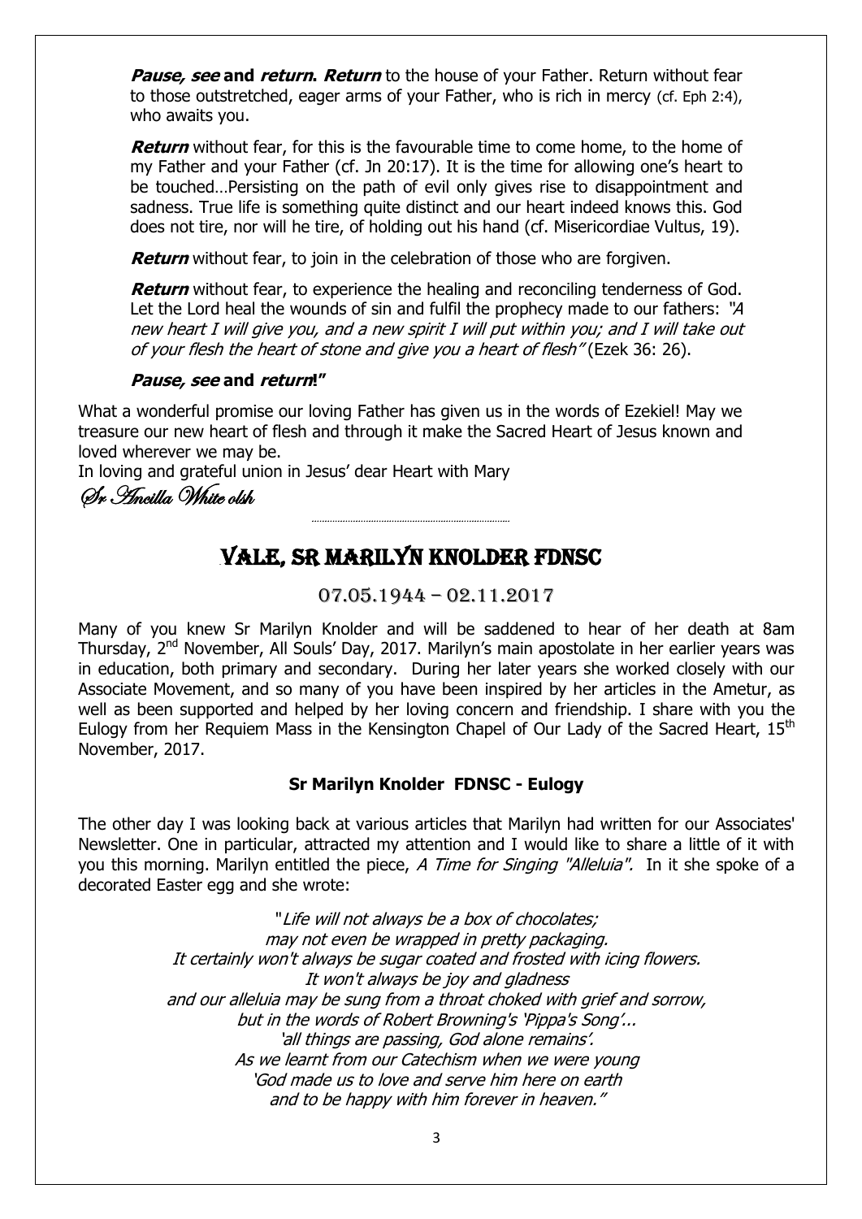***Pause, see*** **and** ***return*****.** ***Return*** to the house of your Father. Return without fear to those outstretched, eager arms of your Father, who is rich in mercy (cf. Eph 2:4), who awaits you.

***Return*** without fear, for this is the favourable time to come home, to the home of my Father and your Father (cf. Jn 20:17). It is the time for allowing one's heart to be touched…Persisting on the path of evil only gives rise to disappointment and sadness. True life is something quite distinct and our heart indeed knows this. God does not tire, nor will he tire, of holding out his hand (cf. Misericordiae Vultus, 19).

***Return*** without fear, to join in the celebration of those who are forgiven.

***Return*** without fear, to experience the healing and reconciling tenderness of God. Let the Lord heal the wounds of sin and fulfil the prophecy made to our fathers: *"A new heart I will give you, and a new spirit I will put within you; and I will take out of your flesh the heart of stone and give you a heart of flesh"* (Ezek 36: 26).

***Pause, see*** **and** ***return*****!"**

What a wonderful promise our loving Father has given us in the words of Ezekiel! May we treasure our new heart of flesh and through it make the Sacred Heart of Jesus known and loved wherever we may be.

In loving and grateful union in Jesus' dear Heart with Mary

*Sr Ancilla White olsh*

## VALE, SR MARILYN KNOLDER FDNSC

### 07.05.1944 – 02.11.2017

Many of you knew Sr Marilyn Knolder and will be saddened to hear of her death at 8am Thursday, 2nd November, All Souls' Day, 2017. Marilyn's main apostolate in her earlier years was in education, both primary and secondary. During her later years she worked closely with our Associate Movement, and so many of you have been inspired by her articles in the Ametur, as well as been supported and helped by her loving concern and friendship. I share with you the Eulogy from her Requiem Mass in the Kensington Chapel of Our Lady of the Sacred Heart, 15th November, 2017.

**Sr Marilyn Knolder FDNSC - Eulogy**

The other day I was looking back at various articles that Marilyn had written for our Associates' Newsletter. One in particular, attracted my attention and I would like to share a little of it with you this morning. Marilyn entitled the piece, *A Time for Singing "Alleluia".* In it she spoke of a decorated Easter egg and she wrote:

*"Life will not always be a box of chocolates;*
*may not even be wrapped in pretty packaging.*
*It certainly won't always be sugar coated and frosted with icing flowers.*
*It won't always be joy and gladness*
*and our alleluia may be sung from a throat choked with grief and sorrow,*
*but in the words of Robert Browning's 'Pippa's Song'...*
*'all things are passing, God alone remains'.*
*As we learnt from our Catechism when we were young*
*'God made us to love and serve him here on earth*
*and to be happy with him forever in heaven."*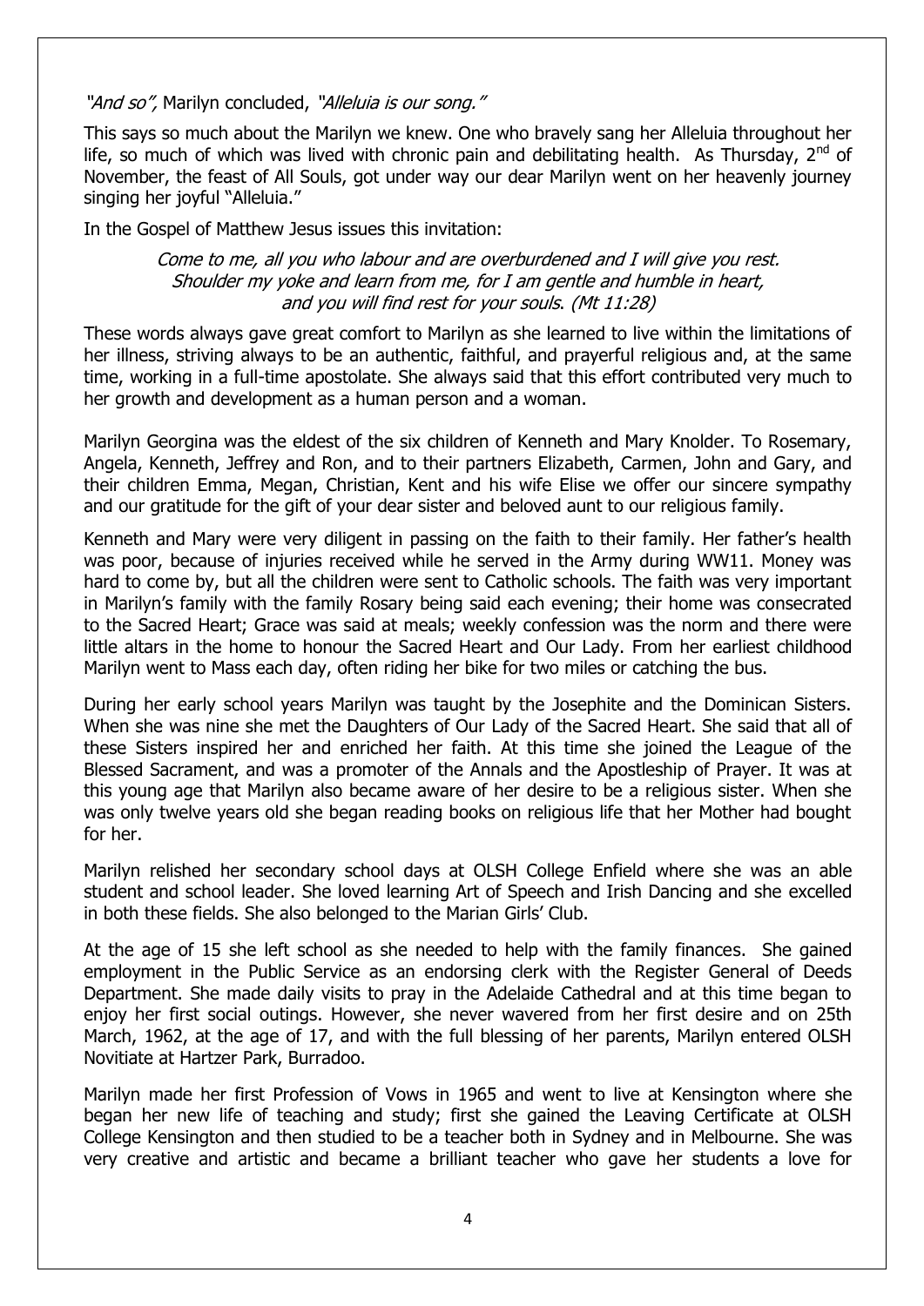*"And so",* Marilyn concluded, *"Alleluia is our song."*

This says so much about the Marilyn we knew. One who bravely sang her Alleluia throughout her life, so much of which was lived with chronic pain and debilitating health. As Thursday, 2nd of November, the feast of All Souls, got under way our dear Marilyn went on her heavenly journey singing her joyful "Alleluia."

In the Gospel of Matthew Jesus issues this invitation:

> *Come to me, all you who labour and are overburdened and I will give you rest.*
> *Shoulder my yoke and learn from me, for I am gentle and humble in heart,*
> *and you will find rest for your souls. (Mt 11:28)*

These words always gave great comfort to Marilyn as she learned to live within the limitations of her illness, striving always to be an authentic, faithful, and prayerful religious and, at the same time, working in a full-time apostolate. She always said that this effort contributed very much to her growth and development as a human person and a woman.

Marilyn Georgina was the eldest of the six children of Kenneth and Mary Knolder. To Rosemary, Angela, Kenneth, Jeffrey and Ron, and to their partners Elizabeth, Carmen, John and Gary, and their children Emma, Megan, Christian, Kent and his wife Elise we offer our sincere sympathy and our gratitude for the gift of your dear sister and beloved aunt to our religious family.

Kenneth and Mary were very diligent in passing on the faith to their family. Her father's health was poor, because of injuries received while he served in the Army during WW11. Money was hard to come by, but all the children were sent to Catholic schools. The faith was very important in Marilyn's family with the family Rosary being said each evening; their home was consecrated to the Sacred Heart; Grace was said at meals; weekly confession was the norm and there were little altars in the home to honour the Sacred Heart and Our Lady. From her earliest childhood Marilyn went to Mass each day, often riding her bike for two miles or catching the bus.

During her early school years Marilyn was taught by the Josephite and the Dominican Sisters. When she was nine she met the Daughters of Our Lady of the Sacred Heart. She said that all of these Sisters inspired her and enriched her faith. At this time she joined the League of the Blessed Sacrament, and was a promoter of the Annals and the Apostleship of Prayer. It was at this young age that Marilyn also became aware of her desire to be a religious sister. When she was only twelve years old she began reading books on religious life that her Mother had bought for her.

Marilyn relished her secondary school days at OLSH College Enfield where she was an able student and school leader. She loved learning Art of Speech and Irish Dancing and she excelled in both these fields. She also belonged to the Marian Girls' Club.

At the age of 15 she left school as she needed to help with the family finances. She gained employment in the Public Service as an endorsing clerk with the Register General of Deeds Department. She made daily visits to pray in the Adelaide Cathedral and at this time began to enjoy her first social outings. However, she never wavered from her first desire and on 25th March, 1962, at the age of 17, and with the full blessing of her parents, Marilyn entered OLSH Novitiate at Hartzer Park, Burradoo.

Marilyn made her first Profession of Vows in 1965 and went to live at Kensington where she began her new life of teaching and study; first she gained the Leaving Certificate at OLSH College Kensington and then studied to be a teacher both in Sydney and in Melbourne. She was very creative and artistic and became a brilliant teacher who gave her students a love for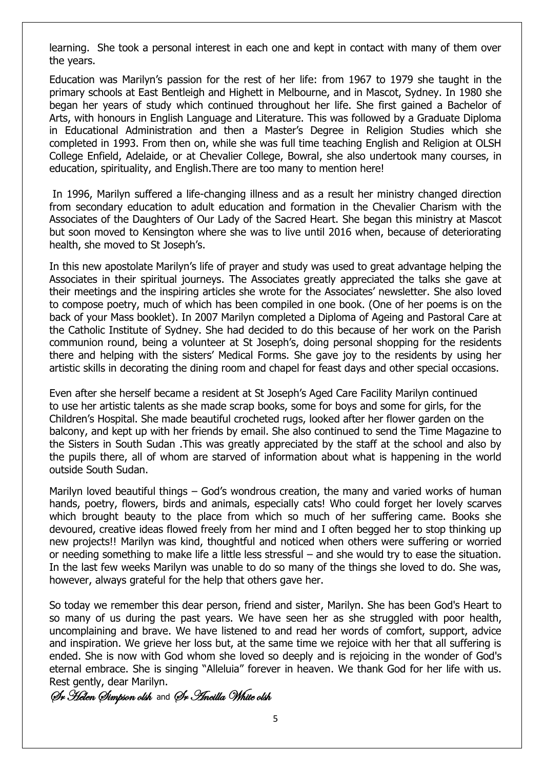learning. She took a personal interest in each one and kept in contact with many of them over the years.

Education was Marilyn's passion for the rest of her life: from 1967 to 1979 she taught in the primary schools at East Bentleigh and Highett in Melbourne, and in Mascot, Sydney. In 1980 she began her years of study which continued throughout her life. She first gained a Bachelor of Arts, with honours in English Language and Literature. This was followed by a Graduate Diploma in Educational Administration and then a Master's Degree in Religion Studies which she completed in 1993. From then on, while she was full time teaching English and Religion at OLSH College Enfield, Adelaide, or at Chevalier College, Bowral, she also undertook many courses, in education, spirituality, and English.There are too many to mention here!

In 1996, Marilyn suffered a life-changing illness and as a result her ministry changed direction from secondary education to adult education and formation in the Chevalier Charism with the Associates of the Daughters of Our Lady of the Sacred Heart. She began this ministry at Mascot but soon moved to Kensington where she was to live until 2016 when, because of deteriorating health, she moved to St Joseph's.

In this new apostolate Marilyn's life of prayer and study was used to great advantage helping the Associates in their spiritual journeys. The Associates greatly appreciated the talks she gave at their meetings and the inspiring articles she wrote for the Associates' newsletter. She also loved to compose poetry, much of which has been compiled in one book. (One of her poems is on the back of your Mass booklet). In 2007 Marilyn completed a Diploma of Ageing and Pastoral Care at the Catholic Institute of Sydney. She had decided to do this because of her work on the Parish communion round, being a volunteer at St Joseph's, doing personal shopping for the residents there and helping with the sisters' Medical Forms. She gave joy to the residents by using her artistic skills in decorating the dining room and chapel for feast days and other special occasions.

Even after she herself became a resident at St Joseph's Aged Care Facility Marilyn continued to use her artistic talents as she made scrap books, some for boys and some for girls, for the Children's Hospital. She made beautiful crocheted rugs, looked after her flower garden on the balcony, and kept up with her friends by email. She also continued to send the Time Magazine to the Sisters in South Sudan .This was greatly appreciated by the staff at the school and also by the pupils there, all of whom are starved of information about what is happening in the world outside South Sudan.

Marilyn loved beautiful things – God's wondrous creation, the many and varied works of human hands, poetry, flowers, birds and animals, especially cats! Who could forget her lovely scarves which brought beauty to the place from which so much of her suffering came. Books she devoured, creative ideas flowed freely from her mind and I often begged her to stop thinking up new projects!! Marilyn was kind, thoughtful and noticed when others were suffering or worried or needing something to make life a little less stressful – and she would try to ease the situation. In the last few weeks Marilyn was unable to do so many of the things she loved to do. She was, however, always grateful for the help that others gave her.

So today we remember this dear person, friend and sister, Marilyn. She has been God's Heart to so many of us during the past years. We have seen her as she struggled with poor health, uncomplaining and brave. We have listened to and read her words of comfort, support, advice and inspiration. We grieve her loss but, at the same time we rejoice with her that all suffering is ended. She is now with God whom she loved so deeply and is rejoicing in the wonder of God's eternal embrace. She is singing "Alleluia" forever in heaven. We thank God for her life with us. Rest gently, dear Marilyn.

*Sr Helen Simpson olsh* and *Sr Ancilla White olsh*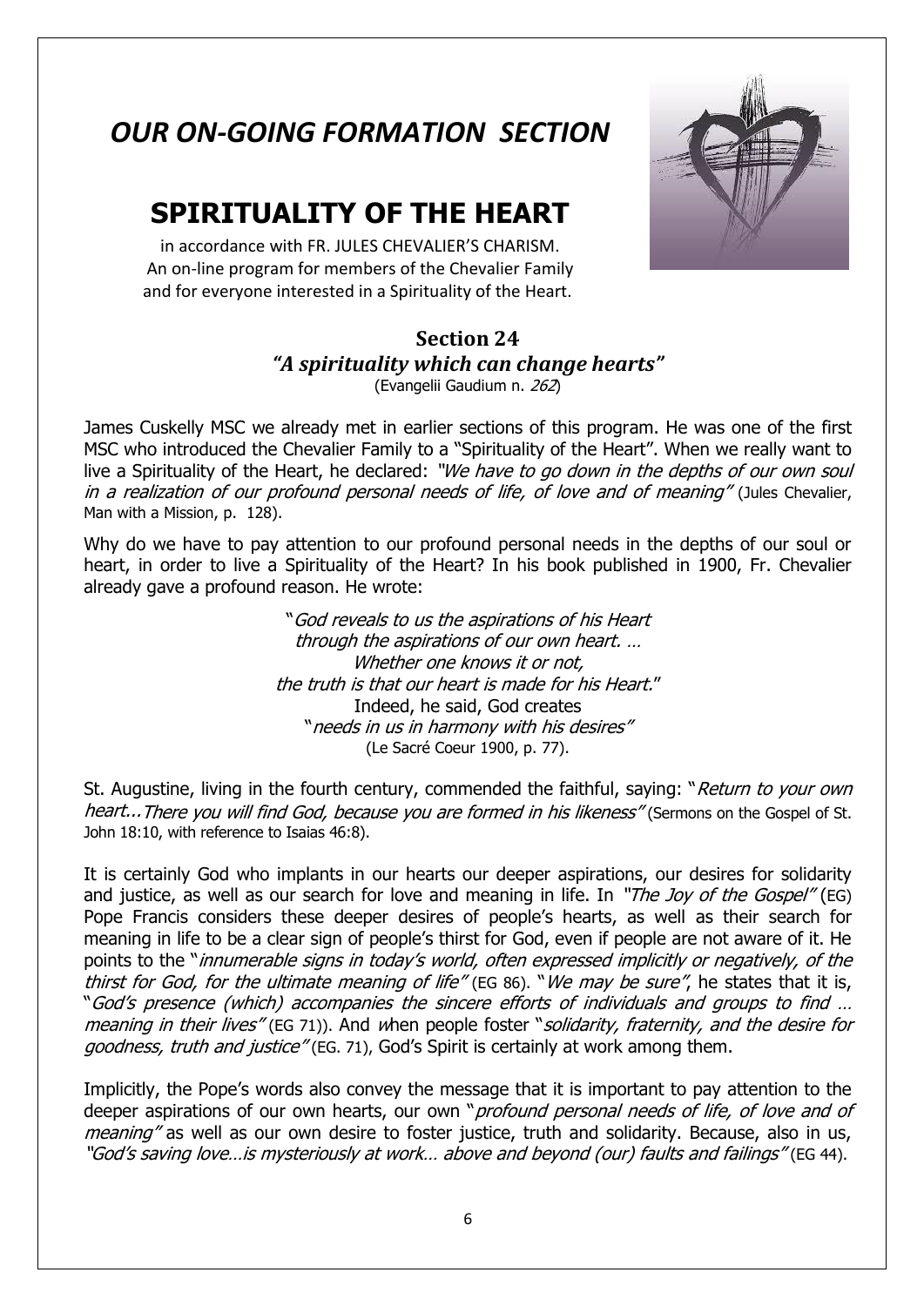# *OUR ON-GOING FORMATION SECTION*

# SPIRITUALITY OF THE HEART

in accordance with FR. JULES CHEVALIER'S CHARISM.
An on-line program for members of the Chevalier Family
and for everyone interested in a Spirituality of the Heart.

## Section 24
### *"A spirituality which can change hearts"*

(Evangelii Gaudium n. *262*)

James Cuskelly MSC we already met in earlier sections of this program. He was one of the first MSC who introduced the Chevalier Family to a "Spirituality of the Heart". When we really want to live a Spirituality of the Heart, he declared: *"We have to go down in the depths of our own soul in a realization of our profound personal needs of life, of love and of meaning"* (Jules Chevalier, Man with a Mission, p. 128).

Why do we have to pay attention to our profound personal needs in the depths of our soul or heart, in order to live a Spirituality of the Heart? In his book published in 1900, Fr. Chevalier already gave a profound reason. He wrote:

> "*God reveals to us the aspirations of his Heart*
> *through the aspirations of our own heart. …*
> *Whether one knows it or not,*
> *the truth is that our heart is made for his Heart.*"
> Indeed, he said, God creates
> "*needs in us in harmony with his desires"*
> (Le Sacré Coeur 1900, p. 77).

St. Augustine, living in the fourth century, commended the faithful, saying: "*Return to your own heart...There you will find God, because you are formed in his likeness"* (Sermons on the Gospel of St. John 18:10, with reference to Isaias 46:8).

It is certainly God who implants in our hearts our deeper aspirations, our desires for solidarity and justice, as well as our search for love and meaning in life. In *"The Joy of the Gospel"* (EG) Pope Francis considers these deeper desires of people's hearts, as well as their search for meaning in life to be a clear sign of people's thirst for God, even if people are not aware of it. He points to the "*innumerable signs in today's world, often expressed implicitly or negatively, of the thirst for God, for the ultimate meaning of life"* (EG 86). "*We may be sure"*, he states that it is, "*God's presence (which) accompanies the sincere efforts of individuals and groups to find … meaning in their lives"* (EG 71)). And *w*hen people foster "*solidarity, fraternity, and the desire for goodness, truth and justice"* (EG. 71), God's Spirit is certainly at work among them.

Implicitly, the Pope's words also convey the message that it is important to pay attention to the deeper aspirations of our own hearts, our own "*profound personal needs of life, of love and of meaning"* as well as our own desire to foster justice, truth and solidarity. Because, also in us, *"God's saving love…is mysteriously at work… above and beyond (our) faults and failings"* (EG 44).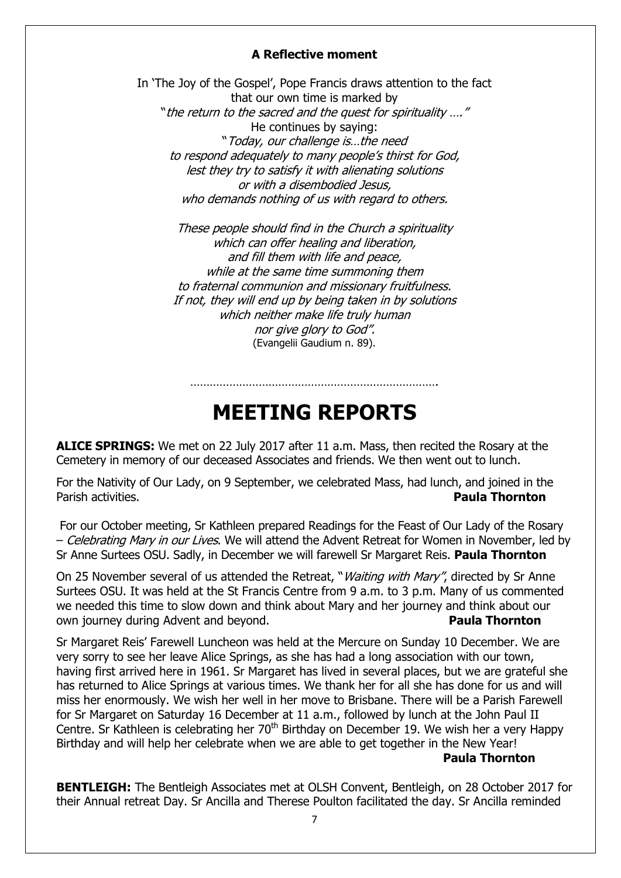### A Reflective moment

In 'The Joy of the Gospel', Pope Francis draws attention to the fact
that our own time is marked by
"*the return to the sacred and the quest for spirituality ….*"
He continues by saying:
"*Today, our challenge is…the need
to respond adequately to many people's thirst for God,
lest they try to satisfy it with alienating solutions
or with a disembodied Jesus,
who demands nothing of us with regard to others.*

*These people should find in the Church a spirituality
which can offer healing and liberation,
and fill them with life and peace,
while at the same time summoning them
to fraternal communion and missionary fruitfulness.
If not, they will end up by being taken in by solutions
which neither make life truly human
nor give glory to God".*
(Evangelii Gaudium n. 89).

…………………………………………………………………

# MEETING REPORTS

**ALICE SPRINGS:** We met on 22 July 2017 after 11 a.m. Mass, then recited the Rosary at the Cemetery in memory of our deceased Associates and friends. We then went out to lunch.

For the Nativity of Our Lady, on 9 September, we celebrated Mass, had lunch, and joined in the Parish activities. **Paula Thornton**

For our October meeting, Sr Kathleen prepared Readings for the Feast of Our Lady of the Rosary – *Celebrating Mary in our Lives*. We will attend the Advent Retreat for Women in November, led by Sr Anne Surtees OSU. Sadly, in December we will farewell Sr Margaret Reis. **Paula Thornton**

On 25 November several of us attended the Retreat, "*Waiting with Mary"*, directed by Sr Anne Surtees OSU. It was held at the St Francis Centre from 9 a.m. to 3 p.m. Many of us commented we needed this time to slow down and think about Mary and her journey and think about our own journey during Advent and beyond. **Paula Thornton**

Sr Margaret Reis' Farewell Luncheon was held at the Mercure on Sunday 10 December. We are very sorry to see her leave Alice Springs, as she has had a long association with our town, having first arrived here in 1961. Sr Margaret has lived in several places, but we are grateful she has returned to Alice Springs at various times. We thank her for all she has done for us and will miss her enormously. We wish her well in her move to Brisbane. There will be a Parish Farewell for Sr Margaret on Saturday 16 December at 11 a.m., followed by lunch at the John Paul II Centre. Sr Kathleen is celebrating her 70th Birthday on December 19. We wish her a very Happy Birthday and will help her celebrate when we are able to get together in the New Year!
**Paula Thornton**

**BENTLEIGH:** The Bentleigh Associates met at OLSH Convent, Bentleigh, on 28 October 2017 for their Annual retreat Day. Sr Ancilla and Therese Poulton facilitated the day. Sr Ancilla reminded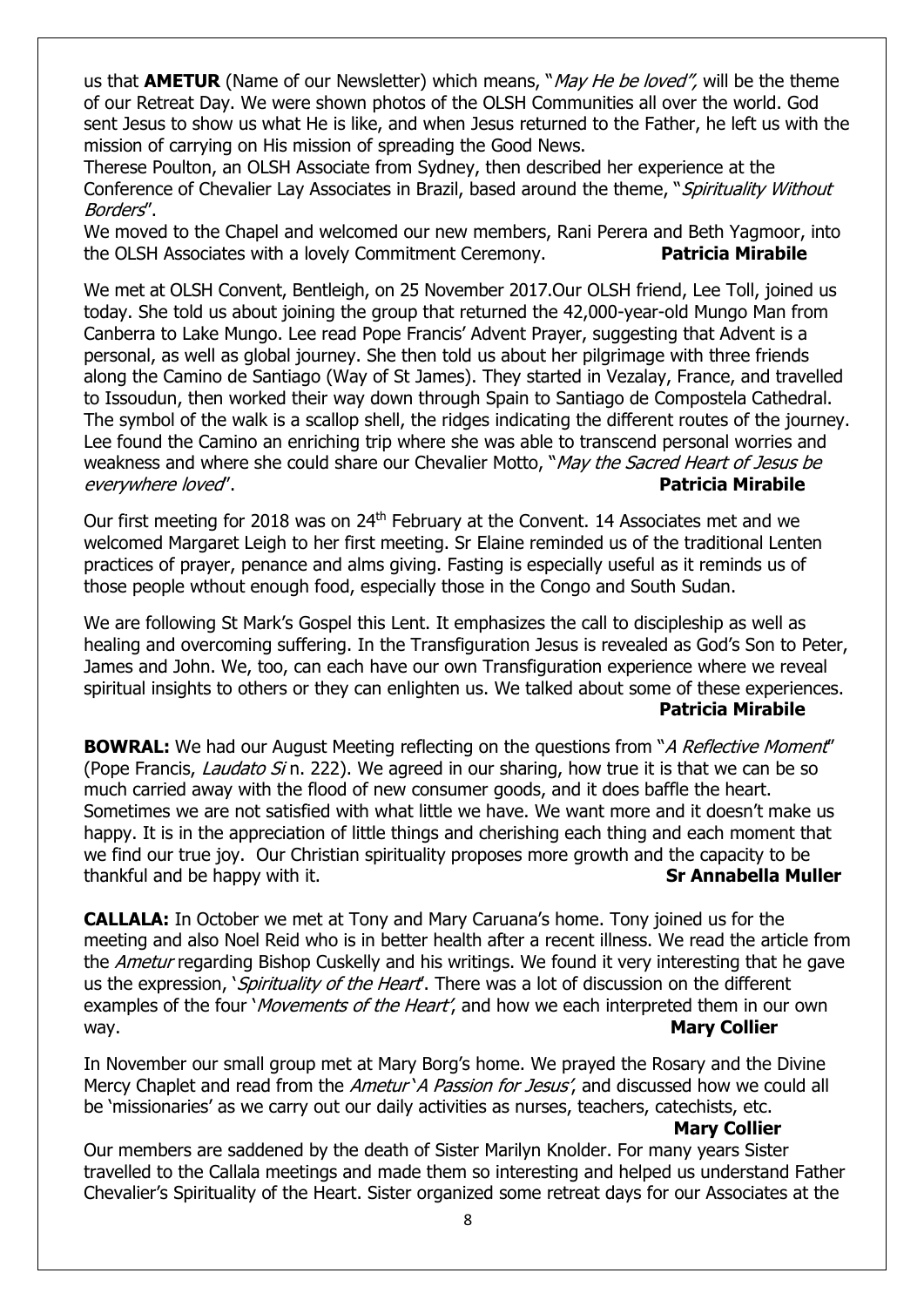us that **AMETUR** (Name of our Newsletter) which means, "*May He be loved",* will be the theme of our Retreat Day. We were shown photos of the OLSH Communities all over the world. God sent Jesus to show us what He is like, and when Jesus returned to the Father, he left us with the mission of carrying on His mission of spreading the Good News.

Therese Poulton, an OLSH Associate from Sydney, then described her experience at the Conference of Chevalier Lay Associates in Brazil, based around the theme, "*Spirituality Without Borders*".

We moved to the Chapel and welcomed our new members, Rani Perera and Beth Yagmoor, into the OLSH Associates with a lovely Commitment Ceremony. **Patricia Mirabile**

We met at OLSH Convent, Bentleigh, on 25 November 2017.Our OLSH friend, Lee Toll, joined us today. She told us about joining the group that returned the 42,000-year-old Mungo Man from Canberra to Lake Mungo. Lee read Pope Francis' Advent Prayer, suggesting that Advent is a personal, as well as global journey. She then told us about her pilgrimage with three friends along the Camino de Santiago (Way of St James). They started in Vezalay, France, and travelled to Issoudun, then worked their way down through Spain to Santiago de Compostela Cathedral. The symbol of the walk is a scallop shell, the ridges indicating the different routes of the journey. Lee found the Camino an enriching trip where she was able to transcend personal worries and weakness and where she could share our Chevalier Motto, "*May the Sacred Heart of Jesus be everywhere loved*". **Patricia Mirabile**

Our first meeting for 2018 was on 24th February at the Convent. 14 Associates met and we welcomed Margaret Leigh to her first meeting. Sr Elaine reminded us of the traditional Lenten practices of prayer, penance and alms giving. Fasting is especially useful as it reminds us of those people wthout enough food, especially those in the Congo and South Sudan.

We are following St Mark's Gospel this Lent. It emphasizes the call to discipleship as well as healing and overcoming suffering. In the Transfiguration Jesus is revealed as God's Son to Peter, James and John. We, too, can each have our own Transfiguration experience where we reveal spiritual insights to others or they can enlighten us. We talked about some of these experiences. **Patricia Mirabile**

**BOWRAL:** We had our August Meeting reflecting on the questions from "*A Reflective Moment*" (Pope Francis, *Laudato Si* n. 222). We agreed in our sharing, how true it is that we can be so much carried away with the flood of new consumer goods, and it does baffle the heart. Sometimes we are not satisfied with what little we have. We want more and it doesn't make us happy. It is in the appreciation of little things and cherishing each thing and each moment that we find our true joy. Our Christian spirituality proposes more growth and the capacity to be thankful and be happy with it. **Sr Annabella Muller**

**CALLALA:** In October we met at Tony and Mary Caruana's home. Tony joined us for the meeting and also Noel Reid who is in better health after a recent illness. We read the article from the *Ametur* regarding Bishop Cuskelly and his writings. We found it very interesting that he gave us the expression, '*Spirituality of the Heart*'. There was a lot of discussion on the different examples of the four '*Movements of the Heart'*, and how we each interpreted them in our own way. **Mary Collier**

In November our small group met at Mary Borg's home. We prayed the Rosary and the Divine Mercy Chaplet and read from the *Ametur* '*A Passion for Jesus'*, and discussed how we could all be 'missionaries' as we carry out our daily activities as nurses, teachers, catechists, etc. **Mary Collier**

Our members are saddened by the death of Sister Marilyn Knolder. For many years Sister travelled to the Callala meetings and made them so interesting and helped us understand Father Chevalier's Spirituality of the Heart. Sister organized some retreat days for our Associates at the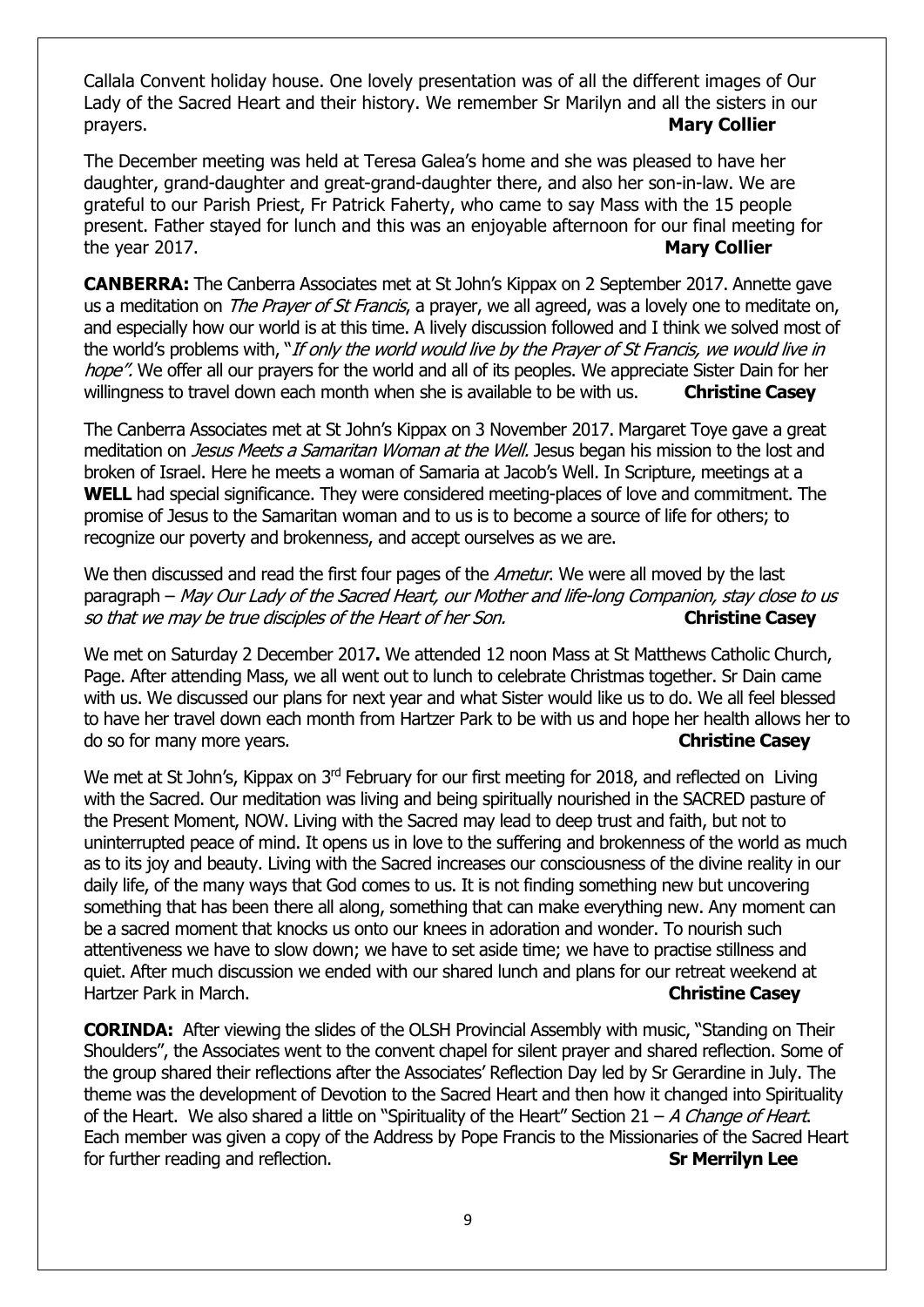Callala Convent holiday house. One lovely presentation was of all the different images of Our Lady of the Sacred Heart and their history. We remember Sr Marilyn and all the sisters in our prayers. **Mary Collier**

The December meeting was held at Teresa Galea's home and she was pleased to have her daughter, grand-daughter and great-grand-daughter there, and also her son-in-law. We are grateful to our Parish Priest, Fr Patrick Faherty, who came to say Mass with the 15 people present. Father stayed for lunch and this was an enjoyable afternoon for our final meeting for the year 2017. **Mary Collier**

**CANBERRA:** The Canberra Associates met at St John's Kippax on 2 September 2017. Annette gave us a meditation on *The Prayer of St Francis*, a prayer, we all agreed, was a lovely one to meditate on, and especially how our world is at this time. A lively discussion followed and I think we solved most of the world's problems with, "*If only the world would live by the Prayer of St Francis, we would live in hope".* We offer all our prayers for the world and all of its peoples. We appreciate Sister Dain for her willingness to travel down each month when she is available to be with us. **Christine Casey**

The Canberra Associates met at St John's Kippax on 3 November 2017. Margaret Toye gave a great meditation on *Jesus Meets a Samaritan Woman at the Well.* Jesus began his mission to the lost and broken of Israel. Here he meets a woman of Samaria at Jacob's Well. In Scripture, meetings at a **WELL** had special significance. They were considered meeting-places of love and commitment. The promise of Jesus to the Samaritan woman and to us is to become a source of life for others; to recognize our poverty and brokenness, and accept ourselves as we are.

We then discussed and read the first four pages of the *Ametur*. We were all moved by the last paragraph – *May Our Lady of the Sacred Heart, our Mother and life-long Companion, stay close to us so that we may be true disciples of the Heart of her Son.* **Christine Casey**

We met on Saturday 2 December 2017**.** We attended 12 noon Mass at St Matthews Catholic Church, Page. After attending Mass, we all went out to lunch to celebrate Christmas together. Sr Dain came with us. We discussed our plans for next year and what Sister would like us to do. We all feel blessed to have her travel down each month from Hartzer Park to be with us and hope her health allows her to do so for many more years. **Christine Casey**

We met at St John's, Kippax on 3rd February for our first meeting for 2018, and reflected on Living with the Sacred. Our meditation was living and being spiritually nourished in the SACRED pasture of the Present Moment, NOW. Living with the Sacred may lead to deep trust and faith, but not to uninterrupted peace of mind. It opens us in love to the suffering and brokenness of the world as much as to its joy and beauty. Living with the Sacred increases our consciousness of the divine reality in our daily life, of the many ways that God comes to us. It is not finding something new but uncovering something that has been there all along, something that can make everything new. Any moment can be a sacred moment that knocks us onto our knees in adoration and wonder. To nourish such attentiveness we have to slow down; we have to set aside time; we have to practise stillness and quiet. After much discussion we ended with our shared lunch and plans for our retreat weekend at Hartzer Park in March. **Christine Casey**

**CORINDA:** After viewing the slides of the OLSH Provincial Assembly with music, "Standing on Their Shoulders", the Associates went to the convent chapel for silent prayer and shared reflection. Some of the group shared their reflections after the Associates' Reflection Day led by Sr Gerardine in July. The theme was the development of Devotion to the Sacred Heart and then how it changed into Spirituality of the Heart. We also shared a little on "Spirituality of the Heart" Section 21 – *A Change of Heart*. Each member was given a copy of the Address by Pope Francis to the Missionaries of the Sacred Heart for further reading and reflection. **Sr Merrilyn Lee**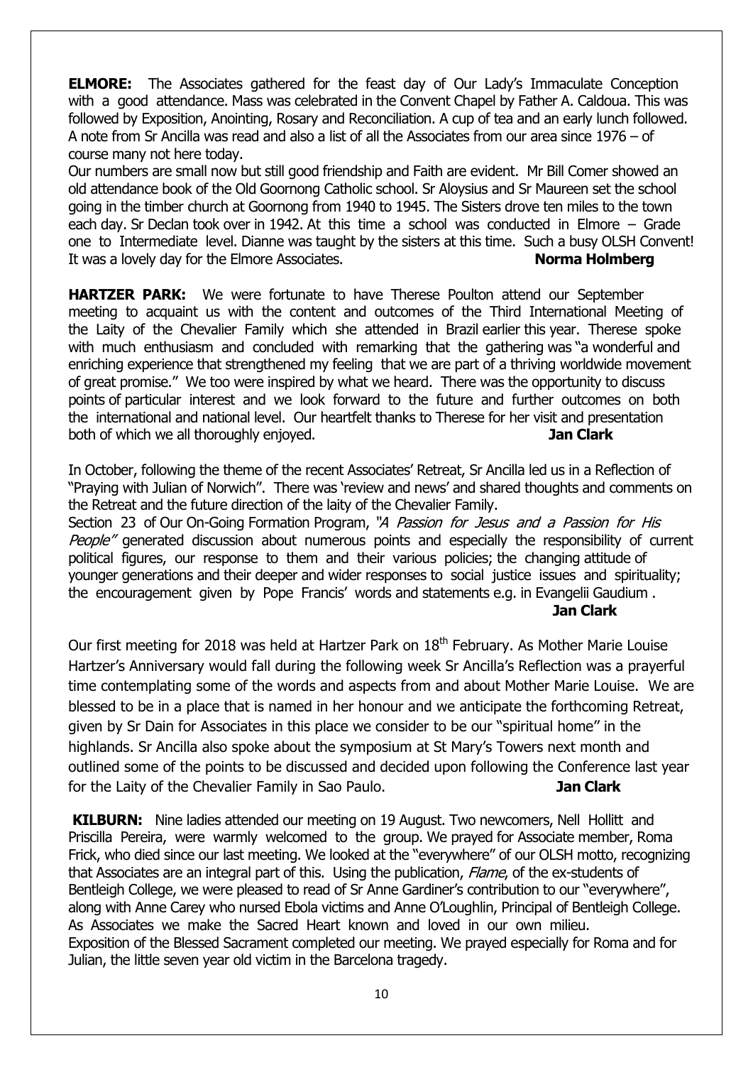**ELMORE:** The Associates gathered for the feast day of Our Lady's Immaculate Conception with a good attendance. Mass was celebrated in the Convent Chapel by Father A. Caldoua. This was followed by Exposition, Anointing, Rosary and Reconciliation. A cup of tea and an early lunch followed. A note from Sr Ancilla was read and also a list of all the Associates from our area since 1976 – of course many not here today.

Our numbers are small now but still good friendship and Faith are evident. Mr Bill Comer showed an old attendance book of the Old Goornong Catholic school. Sr Aloysius and Sr Maureen set the school going in the timber church at Goornong from 1940 to 1945. The Sisters drove ten miles to the town each day. Sr Declan took over in 1942. At this time a school was conducted in Elmore – Grade one to Intermediate level. Dianne was taught by the sisters at this time. Such a busy OLSH Convent! It was a lovely day for the Elmore Associates. **Norma Holmberg**

**HARTZER PARK:** We were fortunate to have Therese Poulton attend our September meeting to acquaint us with the content and outcomes of the Third International Meeting of the Laity of the Chevalier Family which she attended in Brazil earlier this year. Therese spoke with much enthusiasm and concluded with remarking that the gathering was "a wonderful and enriching experience that strengthened my feeling that we are part of a thriving worldwide movement of great promise." We too were inspired by what we heard. There was the opportunity to discuss points of particular interest and we look forward to the future and further outcomes on both the international and national level. Our heartfelt thanks to Therese for her visit and presentation both of which we all thoroughly enjoyed. **Jan Clark**

In October, following the theme of the recent Associates' Retreat, Sr Ancilla led us in a Reflection of "Praying with Julian of Norwich". There was 'review and news' and shared thoughts and comments on the Retreat and the future direction of the laity of the Chevalier Family.

Section 23 of Our On-Going Formation Program, *"A Passion for Jesus and a Passion for His People"* generated discussion about numerous points and especially the responsibility of current political figures, our response to them and their various policies; the changing attitude of younger generations and their deeper and wider responses to social justice issues and spirituality; the encouragement given by Pope Francis' words and statements e.g. in Evangelii Gaudium . **Jan Clark**

Our first meeting for 2018 was held at Hartzer Park on 18th February. As Mother Marie Louise Hartzer's Anniversary would fall during the following week Sr Ancilla's Reflection was a prayerful time contemplating some of the words and aspects from and about Mother Marie Louise. We are blessed to be in a place that is named in her honour and we anticipate the forthcoming Retreat, given by Sr Dain for Associates in this place we consider to be our "spiritual home" in the highlands. Sr Ancilla also spoke about the symposium at St Mary's Towers next month and outlined some of the points to be discussed and decided upon following the Conference last year for the Laity of the Chevalier Family in Sao Paulo. **Jan Clark**

**KILBURN:** Nine ladies attended our meeting on 19 August. Two newcomers, Nell Hollitt and Priscilla Pereira, were warmly welcomed to the group. We prayed for Associate member, Roma Frick, who died since our last meeting. We looked at the "everywhere" of our OLSH motto, recognizing that Associates are an integral part of this. Using the publication, *Flame*, of the ex-students of Bentleigh College, we were pleased to read of Sr Anne Gardiner's contribution to our "everywhere", along with Anne Carey who nursed Ebola victims and Anne O'Loughlin, Principal of Bentleigh College. As Associates we make the Sacred Heart known and loved in our own milieu.

Exposition of the Blessed Sacrament completed our meeting. We prayed especially for Roma and for Julian, the little seven year old victim in the Barcelona tragedy.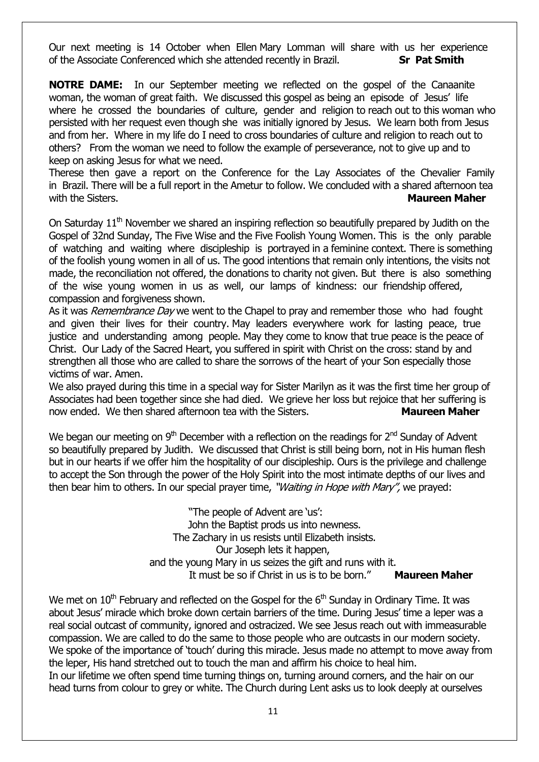Our next meeting is 14 October when Ellen Mary Lomman will share with us her experience of the Associate Conferenced which she attended recently in Brazil. **Sr Pat Smith**

**NOTRE DAME:** In our September meeting we reflected on the gospel of the Canaanite woman, the woman of great faith. We discussed this gospel as being an episode of Jesus' life where he crossed the boundaries of culture, gender and religion to reach out to this woman who persisted with her request even though she was initially ignored by Jesus. We learn both from Jesus and from her. Where in my life do I need to cross boundaries of culture and religion to reach out to others? From the woman we need to follow the example of perseverance, not to give up and to keep on asking Jesus for what we need.

Therese then gave a report on the Conference for the Lay Associates of the Chevalier Family in Brazil. There will be a full report in the Ametur to follow. We concluded with a shared afternoon tea with the Sisters. **Maureen Maher**

On Saturday 11th November we shared an inspiring reflection so beautifully prepared by Judith on the Gospel of 32nd Sunday, The Five Wise and the Five Foolish Young Women. This is the only parable of watching and waiting where discipleship is portrayed in a feminine context. There is something of the foolish young women in all of us. The good intentions that remain only intentions, the visits not made, the reconciliation not offered, the donations to charity not given. But there is also something of the wise young women in us as well, our lamps of kindness: our friendship offered, compassion and forgiveness shown.

As it was *Remembrance Day* we went to the Chapel to pray and remember those who had fought and given their lives for their country. May leaders everywhere work for lasting peace, true justice and understanding among people. May they come to know that true peace is the peace of Christ. Our Lady of the Sacred Heart, you suffered in spirit with Christ on the cross: stand by and strengthen all those who are called to share the sorrows of the heart of your Son especially those victims of war. Amen.

We also prayed during this time in a special way for Sister Marilyn as it was the first time her group of Associates had been together since she had died. We grieve her loss but rejoice that her suffering is now ended. We then shared afternoon tea with the Sisters. **Maureen Maher**

We began our meeting on 9th December with a reflection on the readings for 2nd Sunday of Advent so beautifully prepared by Judith. We discussed that Christ is still being born, not in His human flesh but in our hearts if we offer him the hospitality of our discipleship. Ours is the privilege and challenge to accept the Son through the power of the Holy Spirit into the most intimate depths of our lives and then bear him to others. In our special prayer time, *"Waiting in Hope with Mary"*, we prayed:

"The people of Advent are 'us':
John the Baptist prods us into newness.
The Zachary in us resists until Elizabeth insists.
Our Joseph lets it happen,
and the young Mary in us seizes the gift and runs with it.
It must be so if Christ in us is to be born." **Maureen Maher**

We met on 10th February and reflected on the Gospel for the 6th Sunday in Ordinary Time. It was about Jesus' miracle which broke down certain barriers of the time. During Jesus' time a leper was a real social outcast of community, ignored and ostracized. We see Jesus reach out with immeasurable compassion. We are called to do the same to those people who are outcasts in our modern society. We spoke of the importance of 'touch' during this miracle. Jesus made no attempt to move away from the leper, His hand stretched out to touch the man and affirm his choice to heal him.

In our lifetime we often spend time turning things on, turning around corners, and the hair on our head turns from colour to grey or white. The Church during Lent asks us to look deeply at ourselves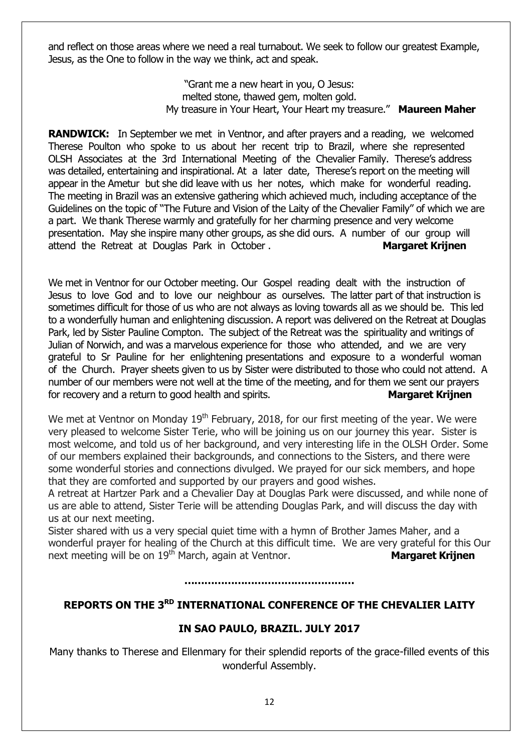and reflect on those areas where we need a real turnabout. We seek to follow our greatest Example, Jesus, as the One to follow in the way we think, act and speak.

"Grant me a new heart in you, O Jesus:
melted stone, thawed gem, molten gold.
My treasure in Your Heart, Your Heart my treasure." **Maureen Maher**

**RANDWICK:** In September we met in Ventnor, and after prayers and a reading, we welcomed Therese Poulton who spoke to us about her recent trip to Brazil, where she represented OLSH Associates at the 3rd International Meeting of the Chevalier Family. Therese's address was detailed, entertaining and inspirational. At a later date, Therese's report on the meeting will appear in the Ametur but she did leave with us her notes, which make for wonderful reading. The meeting in Brazil was an extensive gathering which achieved much, including acceptance of the Guidelines on the topic of "The Future and Vision of the Laity of the Chevalier Family" of which we are a part. We thank Therese warmly and gratefully for her charming presence and very welcome presentation. May she inspire many other groups, as she did ours. A number of our group will attend the Retreat at Douglas Park in October . **Margaret Krijnen**

We met in Ventnor for our October meeting. Our Gospel reading dealt with the instruction of Jesus to love God and to love our neighbour as ourselves. The latter part of that instruction is sometimes difficult for those of us who are not always as loving towards all as we should be. This led to a wonderfully human and enlightening discussion. A report was delivered on the Retreat at Douglas Park, led by Sister Pauline Compton. The subject of the Retreat was the spirituality and writings of Julian of Norwich, and was a marvelous experience for those who attended, and we are very grateful to Sr Pauline for her enlightening presentations and exposure to a wonderful woman of the Church. Prayer sheets given to us by Sister were distributed to those who could not attend. A number of our members were not well at the time of the meeting, and for them we sent our prayers for recovery and a return to good health and spirits. **Margaret Krijnen**

We met at Ventnor on Monday 19th February, 2018, for our first meeting of the year. We were very pleased to welcome Sister Terie, who will be joining us on our journey this year. Sister is most welcome, and told us of her background, and very interesting life in the OLSH Order. Some of our members explained their backgrounds, and connections to the Sisters, and there were some wonderful stories and connections divulged. We prayed for our sick members, and hope that they are comforted and supported by our prayers and good wishes.

A retreat at Hartzer Park and a Chevalier Day at Douglas Park were discussed, and while none of us are able to attend, Sister Terie will be attending Douglas Park, and will discuss the day with us at our next meeting.

Sister shared with us a very special quiet time with a hymn of Brother James Maher, and a wonderful prayer for healing of the Church at this difficult time. We are very grateful for this Our next meeting will be on 19th March, again at Ventnor. **Margaret Krijnen**

…………………………………………

## REPORTS ON THE 3RD INTERNATIONAL CONFERENCE OF THE CHEVALIER LAITY

## IN SAO PAULO, BRAZIL. JULY 2017

Many thanks to Therese and Ellenmary for their splendid reports of the grace-filled events of this wonderful Assembly.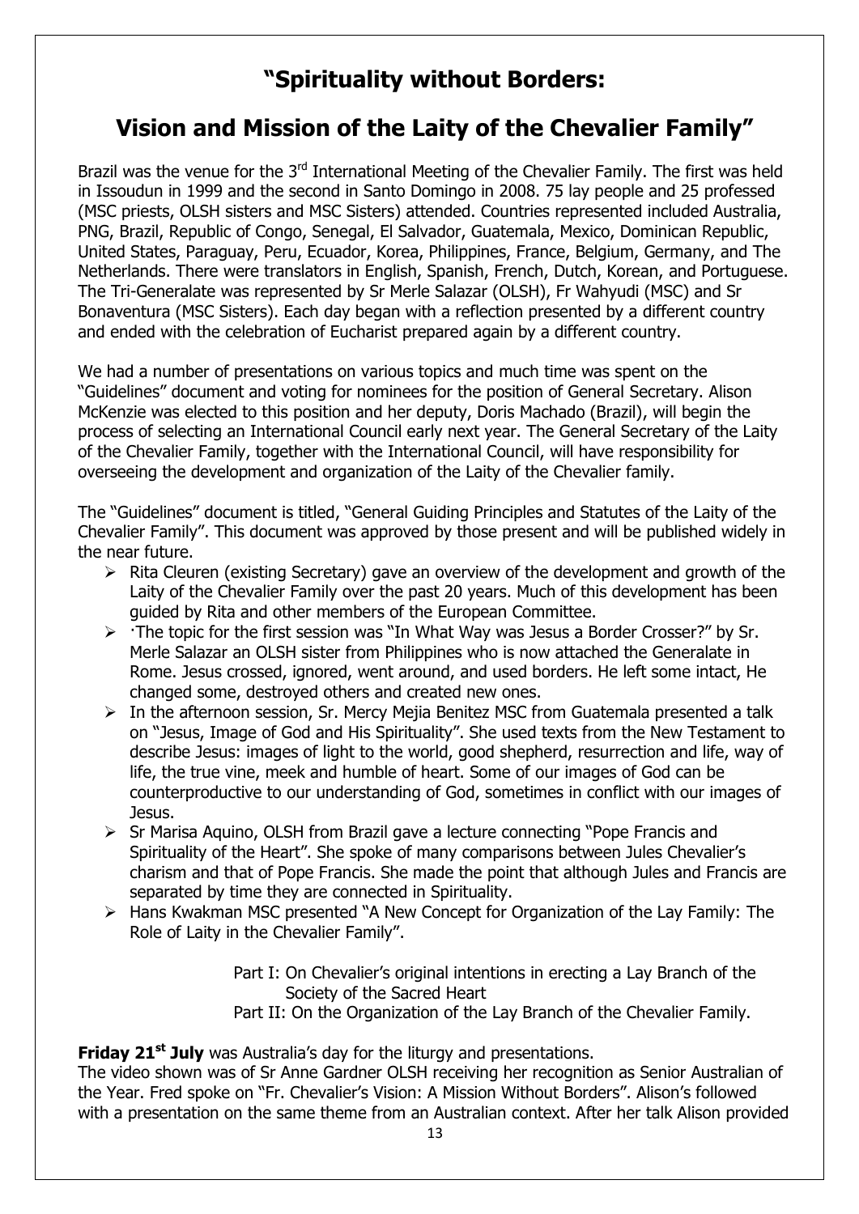# "Spirituality without Borders:

# Vision and Mission of the Laity of the Chevalier Family"

Brazil was the venue for the 3rd International Meeting of the Chevalier Family. The first was held in Issoudun in 1999 and the second in Santo Domingo in 2008. 75 lay people and 25 professed (MSC priests, OLSH sisters and MSC Sisters) attended. Countries represented included Australia, PNG, Brazil, Republic of Congo, Senegal, El Salvador, Guatemala, Mexico, Dominican Republic, United States, Paraguay, Peru, Ecuador, Korea, Philippines, France, Belgium, Germany, and The Netherlands. There were translators in English, Spanish, French, Dutch, Korean, and Portuguese. The Tri-Generalate was represented by Sr Merle Salazar (OLSH), Fr Wahyudi (MSC) and Sr Bonaventura (MSC Sisters). Each day began with a reflection presented by a different country and ended with the celebration of Eucharist prepared again by a different country.

We had a number of presentations on various topics and much time was spent on the "Guidelines" document and voting for nominees for the position of General Secretary. Alison McKenzie was elected to this position and her deputy, Doris Machado (Brazil), will begin the process of selecting an International Council early next year. The General Secretary of the Laity of the Chevalier Family, together with the International Council, will have responsibility for overseeing the development and organization of the Laity of the Chevalier family.

The "Guidelines" document is titled, "General Guiding Principles and Statutes of the Laity of the Chevalier Family". This document was approved by those present and will be published widely in the near future.

- Rita Cleuren (existing Secretary) gave an overview of the development and growth of the Laity of the Chevalier Family over the past 20 years. Much of this development has been guided by Rita and other members of the European Committee.
- ·The topic for the first session was "In What Way was Jesus a Border Crosser?" by Sr. Merle Salazar an OLSH sister from Philippines who is now attached the Generalate in Rome. Jesus crossed, ignored, went around, and used borders. He left some intact, He changed some, destroyed others and created new ones.
- In the afternoon session, Sr. Mercy Mejia Benitez MSC from Guatemala presented a talk on "Jesus, Image of God and His Spirituality". She used texts from the New Testament to describe Jesus: images of light to the world, good shepherd, resurrection and life, way of life, the true vine, meek and humble of heart. Some of our images of God can be counterproductive to our understanding of God, sometimes in conflict with our images of Jesus.
- Sr Marisa Aquino, OLSH from Brazil gave a lecture connecting "Pope Francis and Spirituality of the Heart". She spoke of many comparisons between Jules Chevalier's charism and that of Pope Francis. She made the point that although Jules and Francis are separated by time they are connected in Spirituality.
- Hans Kwakman MSC presented "A New Concept for Organization of the Lay Family: The Role of Laity in the Chevalier Family".

  Part I: On Chevalier's original intentions in erecting a Lay Branch of the Society of the Sacred Heart
  Part II: On the Organization of the Lay Branch of the Chevalier Family.

**Friday 21st July** was Australia's day for the liturgy and presentations.
The video shown was of Sr Anne Gardner OLSH receiving her recognition as Senior Australian of the Year. Fred spoke on "Fr. Chevalier's Vision: A Mission Without Borders". Alison's followed with a presentation on the same theme from an Australian context. After her talk Alison provided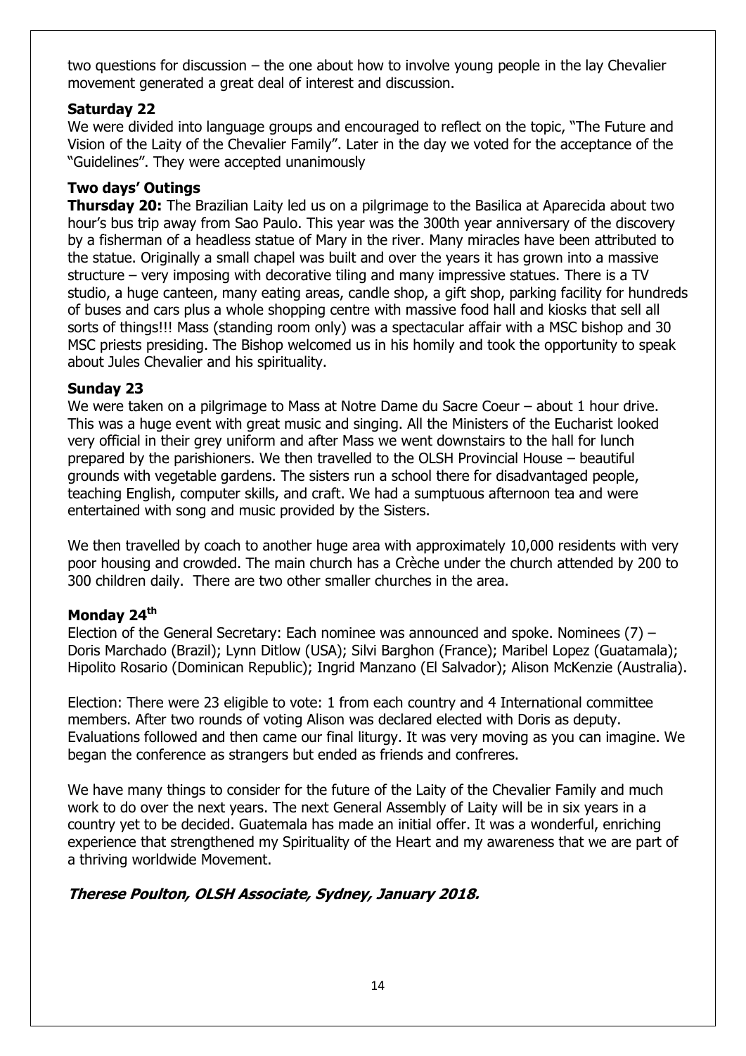two questions for discussion – the one about how to involve young people in the lay Chevalier movement generated a great deal of interest and discussion.

**Saturday 22**

We were divided into language groups and encouraged to reflect on the topic, "The Future and Vision of the Laity of the Chevalier Family". Later in the day we voted for the acceptance of the "Guidelines". They were accepted unanimously

**Two days' Outings**

**Thursday 20:** The Brazilian Laity led us on a pilgrimage to the Basilica at Aparecida about two hour's bus trip away from Sao Paulo. This year was the 300th year anniversary of the discovery by a fisherman of a headless statue of Mary in the river. Many miracles have been attributed to the statue. Originally a small chapel was built and over the years it has grown into a massive structure – very imposing with decorative tiling and many impressive statues. There is a TV studio, a huge canteen, many eating areas, candle shop, a gift shop, parking facility for hundreds of buses and cars plus a whole shopping centre with massive food hall and kiosks that sell all sorts of things!!! Mass (standing room only) was a spectacular affair with a MSC bishop and 30 MSC priests presiding. The Bishop welcomed us in his homily and took the opportunity to speak about Jules Chevalier and his spirituality.

**Sunday 23**

We were taken on a pilgrimage to Mass at Notre Dame du Sacre Coeur – about 1 hour drive. This was a huge event with great music and singing. All the Ministers of the Eucharist looked very official in their grey uniform and after Mass we went downstairs to the hall for lunch prepared by the parishioners. We then travelled to the OLSH Provincial House – beautiful grounds with vegetable gardens. The sisters run a school there for disadvantaged people, teaching English, computer skills, and craft. We had a sumptuous afternoon tea and were entertained with song and music provided by the Sisters.

We then travelled by coach to another huge area with approximately 10,000 residents with very poor housing and crowded. The main church has a Crèche under the church attended by 200 to 300 children daily. There are two other smaller churches in the area.

**Monday 24th**

Election of the General Secretary: Each nominee was announced and spoke. Nominees (7) – Doris Marchado (Brazil); Lynn Ditlow (USA); Silvi Barghon (France); Maribel Lopez (Guatamala); Hipolito Rosario (Dominican Republic); Ingrid Manzano (El Salvador); Alison McKenzie (Australia).

Election: There were 23 eligible to vote: 1 from each country and 4 International committee members. After two rounds of voting Alison was declared elected with Doris as deputy. Evaluations followed and then came our final liturgy. It was very moving as you can imagine. We began the conference as strangers but ended as friends and confreres.

We have many things to consider for the future of the Laity of the Chevalier Family and much work to do over the next years. The next General Assembly of Laity will be in six years in a country yet to be decided. Guatemala has made an initial offer. It was a wonderful, enriching experience that strengthened my Spirituality of the Heart and my awareness that we are part of a thriving worldwide Movement.

***Therese Poulton, OLSH Associate, Sydney, January 2018.***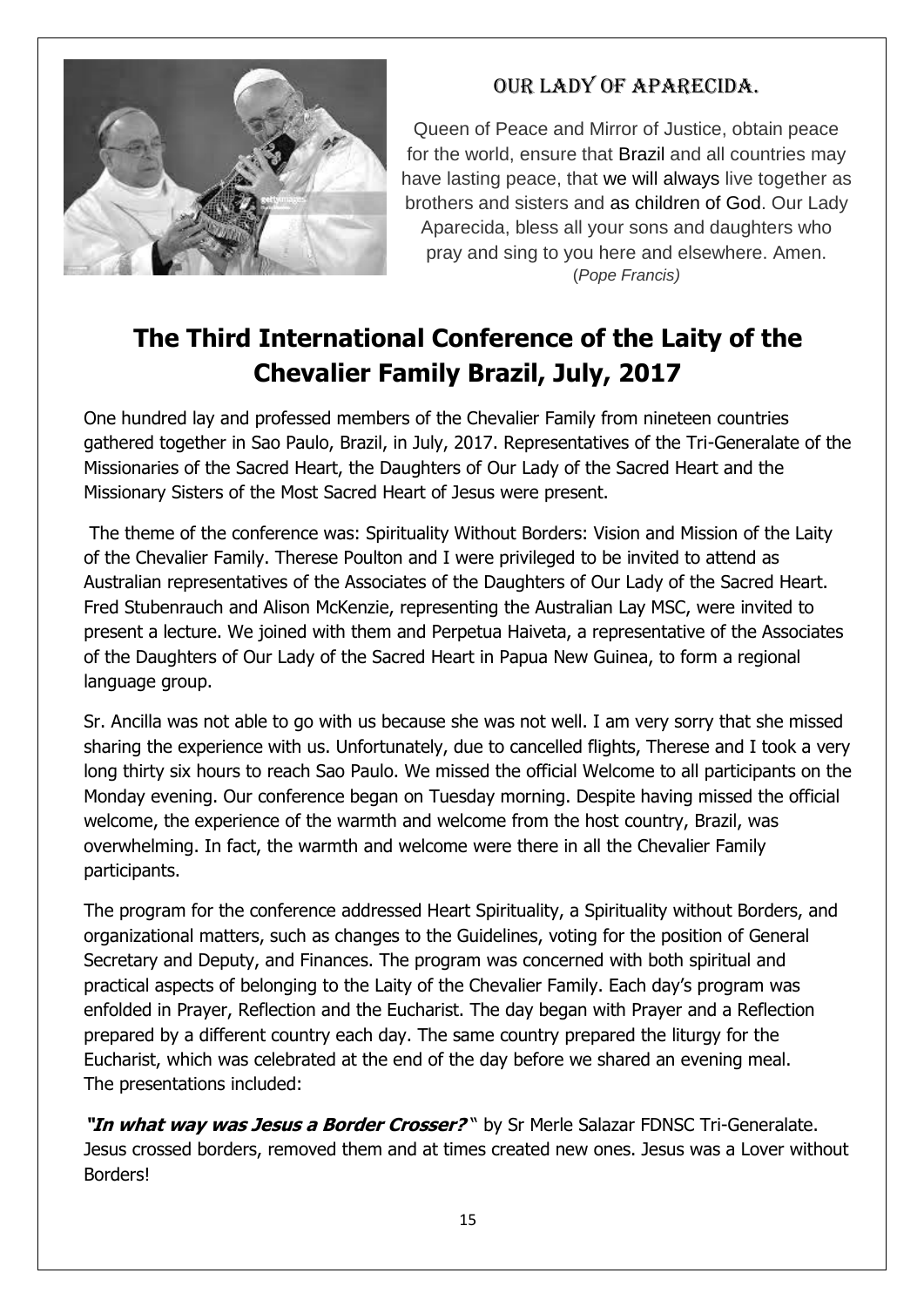## Our Lady of Aparecida.

Queen of Peace and Mirror of Justice, obtain peace for the world, ensure that Brazil and all countries may have lasting peace, that we will always live together as brothers and sisters and as children of God. Our Lady Aparecida, bless all your sons and daughters who pray and sing to you here and elsewhere. Amen.
(*Pope Francis)*

# The Third International Conference of the Laity of the Chevalier Family Brazil, July, 2017

One hundred lay and professed members of the Chevalier Family from nineteen countries gathered together in Sao Paulo, Brazil, in July, 2017. Representatives of the Tri-Generalate of the Missionaries of the Sacred Heart, the Daughters of Our Lady of the Sacred Heart and the Missionary Sisters of the Most Sacred Heart of Jesus were present.

The theme of the conference was: Spirituality Without Borders: Vision and Mission of the Laity of the Chevalier Family. Therese Poulton and I were privileged to be invited to attend as Australian representatives of the Associates of the Daughters of Our Lady of the Sacred Heart. Fred Stubenrauch and Alison McKenzie, representing the Australian Lay MSC, were invited to present a lecture. We joined with them and Perpetua Haiveta, a representative of the Associates of the Daughters of Our Lady of the Sacred Heart in Papua New Guinea, to form a regional language group.

Sr. Ancilla was not able to go with us because she was not well. I am very sorry that she missed sharing the experience with us. Unfortunately, due to cancelled flights, Therese and I took a very long thirty six hours to reach Sao Paulo. We missed the official Welcome to all participants on the Monday evening. Our conference began on Tuesday morning. Despite having missed the official welcome, the experience of the warmth and welcome from the host country, Brazil, was overwhelming. In fact, the warmth and welcome were there in all the Chevalier Family participants.

The program for the conference addressed Heart Spirituality, a Spirituality without Borders, and organizational matters, such as changes to the Guidelines, voting for the position of General Secretary and Deputy, and Finances. The program was concerned with both spiritual and practical aspects of belonging to the Laity of the Chevalier Family. Each day's program was enfolded in Prayer, Reflection and the Eucharist. The day began with Prayer and a Reflection prepared by a different country each day. The same country prepared the liturgy for the Eucharist, which was celebrated at the end of the day before we shared an evening meal.
The presentations included:

***"In what way was Jesus a Border Crosser?"*** by Sr Merle Salazar FDNSC Tri-Generalate. Jesus crossed borders, removed them and at times created new ones. Jesus was a Lover without Borders!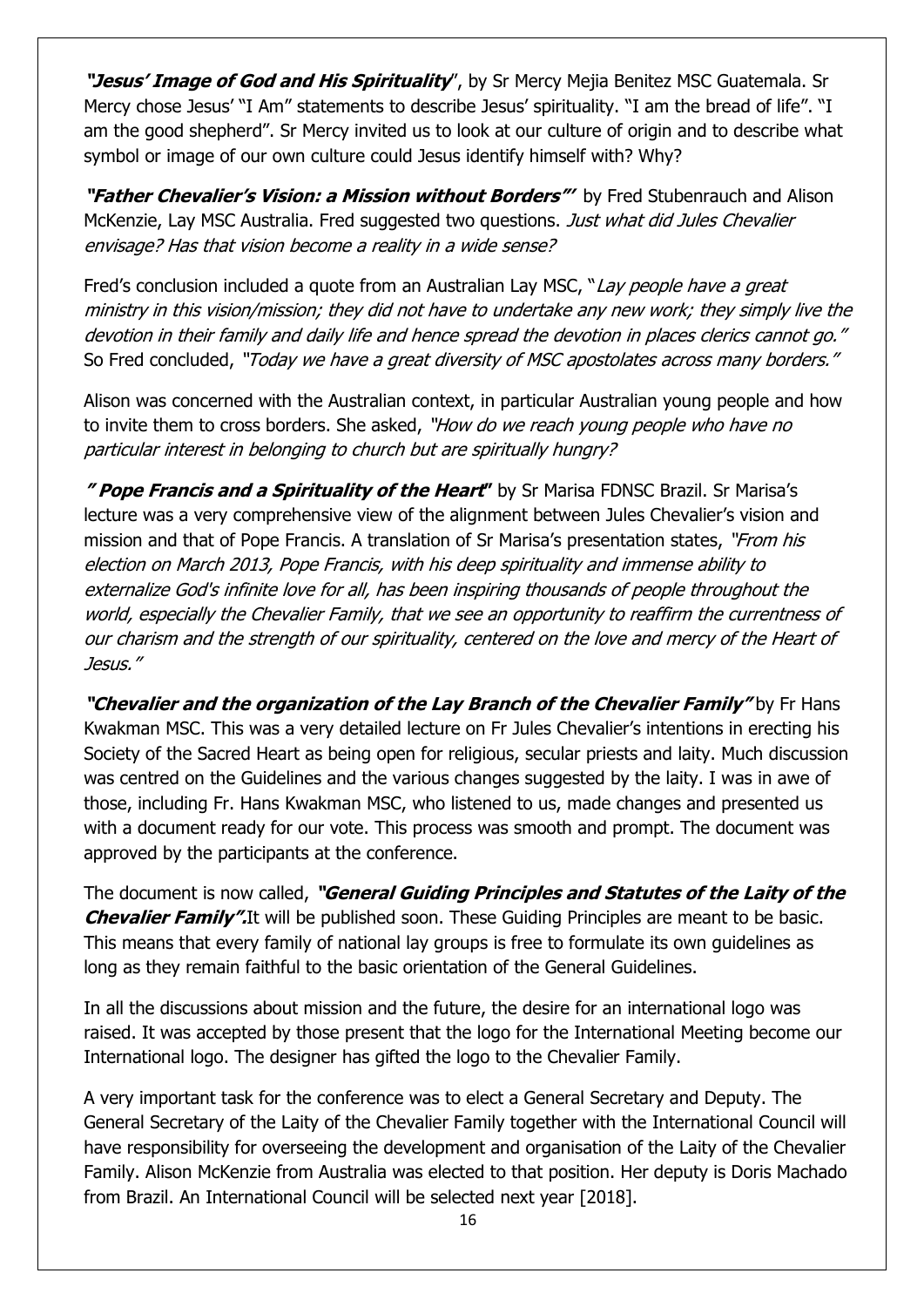***"Jesus' Image of God and His Spirituality***", by Sr Mercy Mejia Benitez MSC Guatemala. Sr Mercy chose Jesus' "I Am" statements to describe Jesus' spirituality. "I am the bread of life". "I am the good shepherd". Sr Mercy invited us to look at our culture of origin and to describe what symbol or image of our own culture could Jesus identify himself with? Why?

***"Father Chevalier's Vision: a Mission without Borders"'*** by Fred Stubenrauch and Alison McKenzie, Lay MSC Australia. Fred suggested two questions. *Just what did Jules Chevalier envisage? Has that vision become a reality in a wide sense?*

Fred's conclusion included a quote from an Australian Lay MSC, "*Lay people have a great ministry in this vision/mission; they did not have to undertake any new work; they simply live the devotion in their family and daily life and hence spread the devotion in places clerics cannot go."* So Fred concluded, *"Today we have a great diversity of MSC apostolates across many borders."*

Alison was concerned with the Australian context, in particular Australian young people and how to invite them to cross borders. She asked, *"How do we reach young people who have no particular interest in belonging to church but are spiritually hungry?*

***" Pope Francis and a Spirituality of the Heart"*** by Sr Marisa FDNSC Brazil. Sr Marisa's lecture was a very comprehensive view of the alignment between Jules Chevalier's vision and mission and that of Pope Francis. A translation of Sr Marisa's presentation states, *"From his election on March 2013, Pope Francis, with his deep spirituality and immense ability to externalize God's infinite love for all, has been inspiring thousands of people throughout the world, especially the Chevalier Family, that we see an opportunity to reaffirm the currentness of our charism and the strength of our spirituality, centered on the love and mercy of the Heart of Jesus."*

***"Chevalier and the organization of the Lay Branch of the Chevalier Family"*** by Fr Hans Kwakman MSC. This was a very detailed lecture on Fr Jules Chevalier's intentions in erecting his Society of the Sacred Heart as being open for religious, secular priests and laity. Much discussion was centred on the Guidelines and the various changes suggested by the laity. I was in awe of those, including Fr. Hans Kwakman MSC, who listened to us, made changes and presented us with a document ready for our vote. This process was smooth and prompt. The document was approved by the participants at the conference.

The document is now called, ***"General Guiding Principles and Statutes of the Laity of the Chevalier Family".***It will be published soon. These Guiding Principles are meant to be basic. This means that every family of national lay groups is free to formulate its own guidelines as long as they remain faithful to the basic orientation of the General Guidelines.

In all the discussions about mission and the future, the desire for an international logo was raised. It was accepted by those present that the logo for the International Meeting become our International logo. The designer has gifted the logo to the Chevalier Family.

A very important task for the conference was to elect a General Secretary and Deputy. The General Secretary of the Laity of the Chevalier Family together with the International Council will have responsibility for overseeing the development and organisation of the Laity of the Chevalier Family. Alison McKenzie from Australia was elected to that position. Her deputy is Doris Machado from Brazil. An International Council will be selected next year [2018].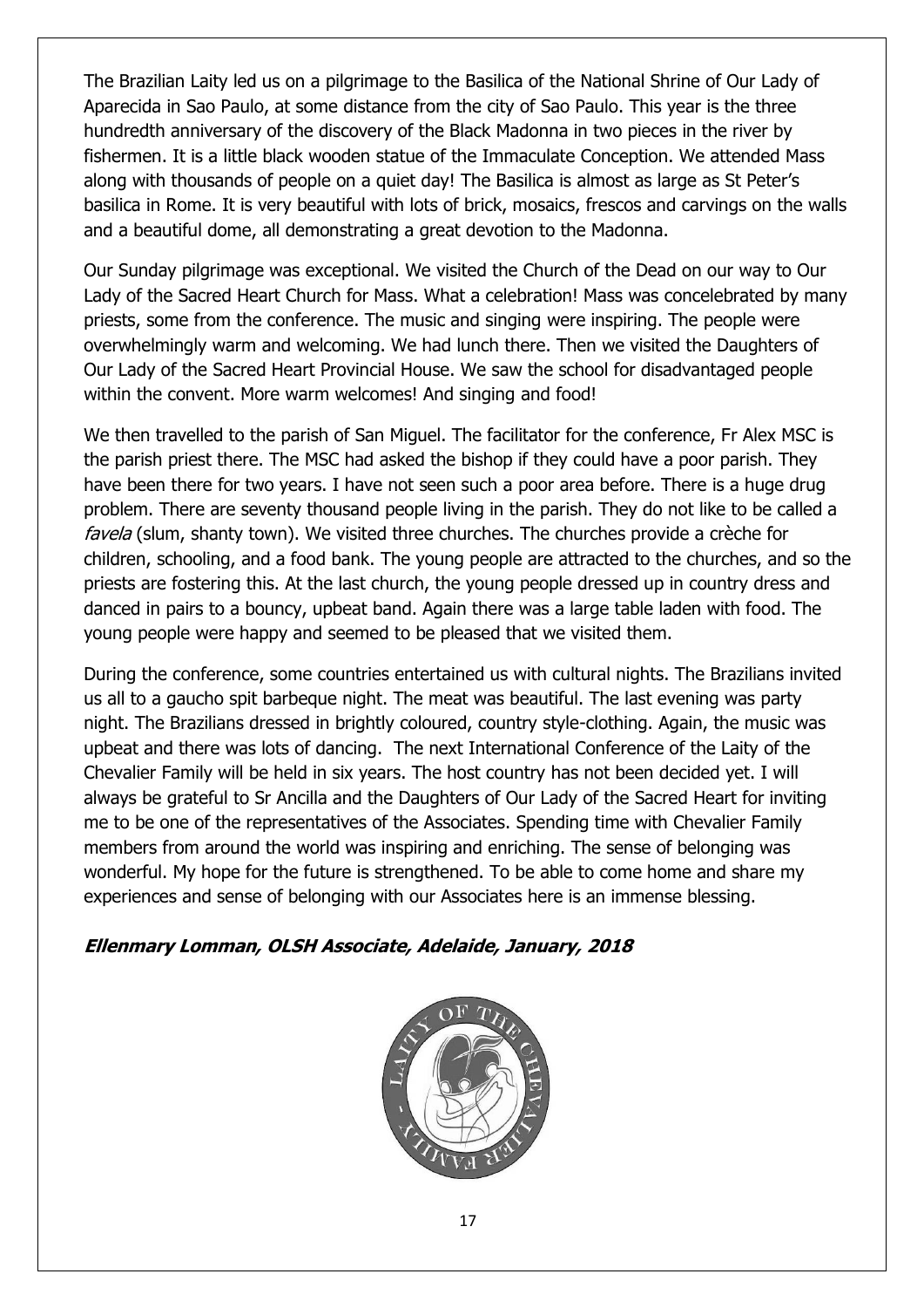The Brazilian Laity led us on a pilgrimage to the Basilica of the National Shrine of Our Lady of Aparecida in Sao Paulo, at some distance from the city of Sao Paulo. This year is the three hundredth anniversary of the discovery of the Black Madonna in two pieces in the river by fishermen. It is a little black wooden statue of the Immaculate Conception. We attended Mass along with thousands of people on a quiet day! The Basilica is almost as large as St Peter's basilica in Rome. It is very beautiful with lots of brick, mosaics, frescos and carvings on the walls and a beautiful dome, all demonstrating a great devotion to the Madonna.

Our Sunday pilgrimage was exceptional. We visited the Church of the Dead on our way to Our Lady of the Sacred Heart Church for Mass. What a celebration! Mass was concelebrated by many priests, some from the conference. The music and singing were inspiring. The people were overwhelmingly warm and welcoming. We had lunch there. Then we visited the Daughters of Our Lady of the Sacred Heart Provincial House. We saw the school for disadvantaged people within the convent. More warm welcomes! And singing and food!

We then travelled to the parish of San Miguel. The facilitator for the conference, Fr Alex MSC is the parish priest there. The MSC had asked the bishop if they could have a poor parish. They have been there for two years. I have not seen such a poor area before. There is a huge drug problem. There are seventy thousand people living in the parish. They do not like to be called a *favela* (slum, shanty town). We visited three churches. The churches provide a crèche for children, schooling, and a food bank. The young people are attracted to the churches, and so the priests are fostering this. At the last church, the young people dressed up in country dress and danced in pairs to a bouncy, upbeat band. Again there was a large table laden with food. The young people were happy and seemed to be pleased that we visited them.

During the conference, some countries entertained us with cultural nights. The Brazilians invited us all to a gaucho spit barbeque night. The meat was beautiful. The last evening was party night. The Brazilians dressed in brightly coloured, country style-clothing. Again, the music was upbeat and there was lots of dancing. The next International Conference of the Laity of the Chevalier Family will be held in six years. The host country has not been decided yet. I will always be grateful to Sr Ancilla and the Daughters of Our Lady of the Sacred Heart for inviting me to be one of the representatives of the Associates. Spending time with Chevalier Family members from around the world was inspiring and enriching. The sense of belonging was wonderful. My hope for the future is strengthened. To be able to come home and share my experiences and sense of belonging with our Associates here is an immense blessing.

***Ellenmary Lomman, OLSH Associate, Adelaide, January, 2018***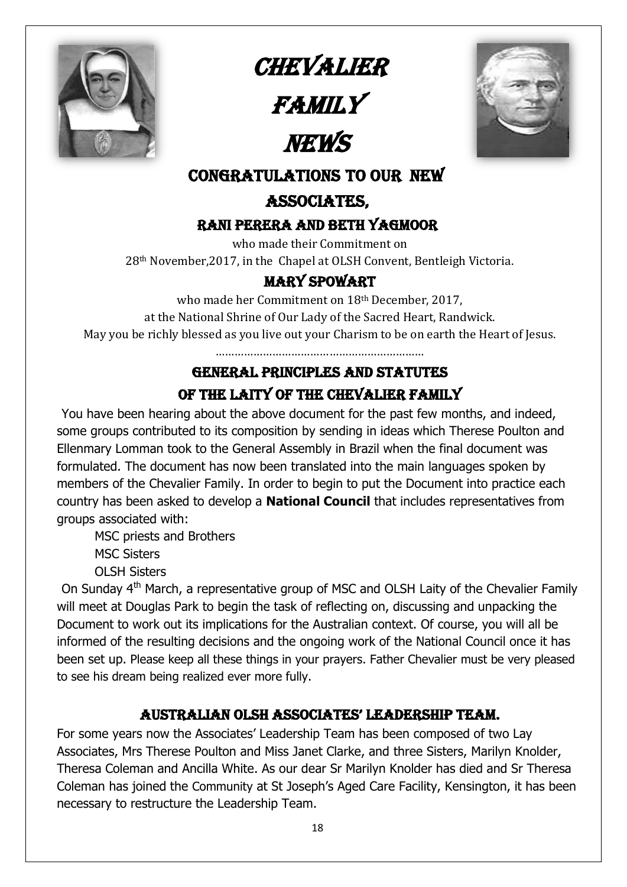# CHEVALIER FAMILY NEWS

## CONGRATULATIONS TO OUR NEW ASSOCIATES,

### RANI PERERA AND BETH YAGMOOR

who made their Commitment on
28th November,2017, in the Chapel at OLSH Convent, Bentleigh Victoria.

### MARY SPOWART

who made her Commitment on 18th December, 2017,
at the National Shrine of Our Lady of the Sacred Heart, Randwick.
May you be richly blessed as you live out your Charism to be on earth the Heart of Jesus.

…………………………………………………………

## GENERAL PRINCIPLES AND STATUTES OF THE LAITY OF THE CHEVALIER FAMILY

You have been hearing about the above document for the past few months, and indeed, some groups contributed to its composition by sending in ideas which Therese Poulton and Ellenmary Lomman took to the General Assembly in Brazil when the final document was formulated. The document has now been translated into the main languages spoken by members of the Chevalier Family. In order to begin to put the Document into practice each country has been asked to develop a **National Council** that includes representatives from groups associated with:

MSC priests and Brothers
MSC Sisters
OLSH Sisters

On Sunday 4th March, a representative group of MSC and OLSH Laity of the Chevalier Family will meet at Douglas Park to begin the task of reflecting on, discussing and unpacking the Document to work out its implications for the Australian context. Of course, you will all be informed of the resulting decisions and the ongoing work of the National Council once it has been set up. Please keep all these things in your prayers. Father Chevalier must be very pleased to see his dream being realized ever more fully.

## AUSTRALIAN OLSH ASSOCIATES' LEADERSHIP TEAM.

For some years now the Associates' Leadership Team has been composed of two Lay Associates, Mrs Therese Poulton and Miss Janet Clarke, and three Sisters, Marilyn Knolder, Theresa Coleman and Ancilla White. As our dear Sr Marilyn Knolder has died and Sr Theresa Coleman has joined the Community at St Joseph's Aged Care Facility, Kensington, it has been necessary to restructure the Leadership Team.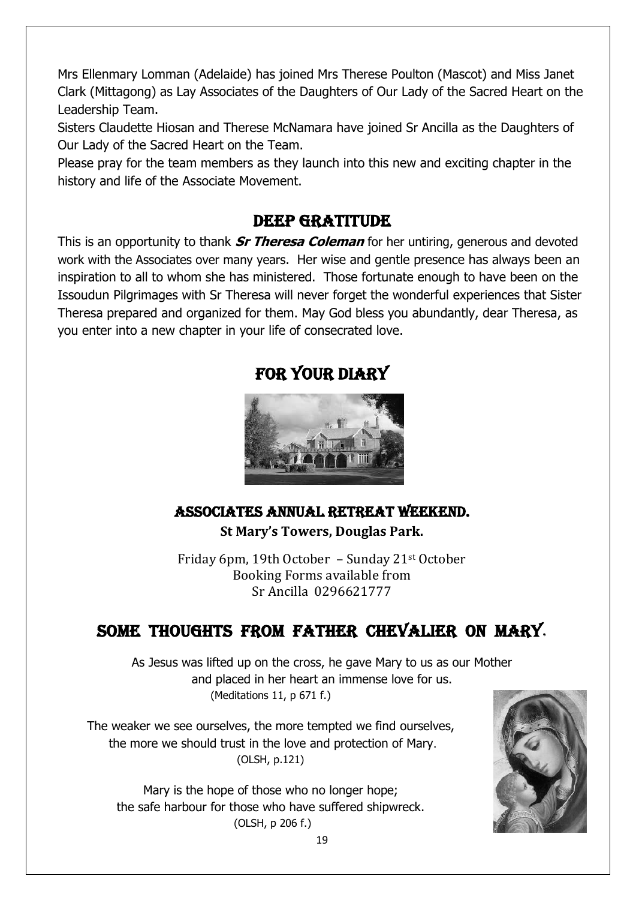Mrs Ellenmary Lomman (Adelaide) has joined Mrs Therese Poulton (Mascot) and Miss Janet Clark (Mittagong) as Lay Associates of the Daughters of Our Lady of the Sacred Heart on the Leadership Team.

Sisters Claudette Hiosan and Therese McNamara have joined Sr Ancilla as the Daughters of Our Lady of the Sacred Heart on the Team.

Please pray for the team members as they launch into this new and exciting chapter in the history and life of the Associate Movement.

## DEEP GRATITUDE

This is an opportunity to thank ***Sr Theresa Coleman*** for her untiring, generous and devoted work with the Associates over many years. Her wise and gentle presence has always been an inspiration to all to whom she has ministered. Those fortunate enough to have been on the Issoudun Pilgrimages with Sr Theresa will never forget the wonderful experiences that Sister Theresa prepared and organized for them. May God bless you abundantly, dear Theresa, as you enter into a new chapter in your life of consecrated love.

## FOR YOUR DIARY

### ASSOCIATES ANNUAL RETREAT WEEKEND.

**St Mary's Towers, Douglas Park.**

Friday 6pm, 19th October – Sunday 21st October
Booking Forms available from
Sr Ancilla 0296621777

## SOME THOUGHTS FROM FATHER CHEVALIER ON MARY.

As Jesus was lifted up on the cross, he gave Mary to us as our Mother
and placed in her heart an immense love for us.
(Meditations 11, p 671 f.)

The weaker we see ourselves, the more tempted we find ourselves,
the more we should trust in the love and protection of Mary.
(OLSH, p.121)

Mary is the hope of those who no longer hope;
the safe harbour for those who have suffered shipwreck.
(OLSH, p 206 f.)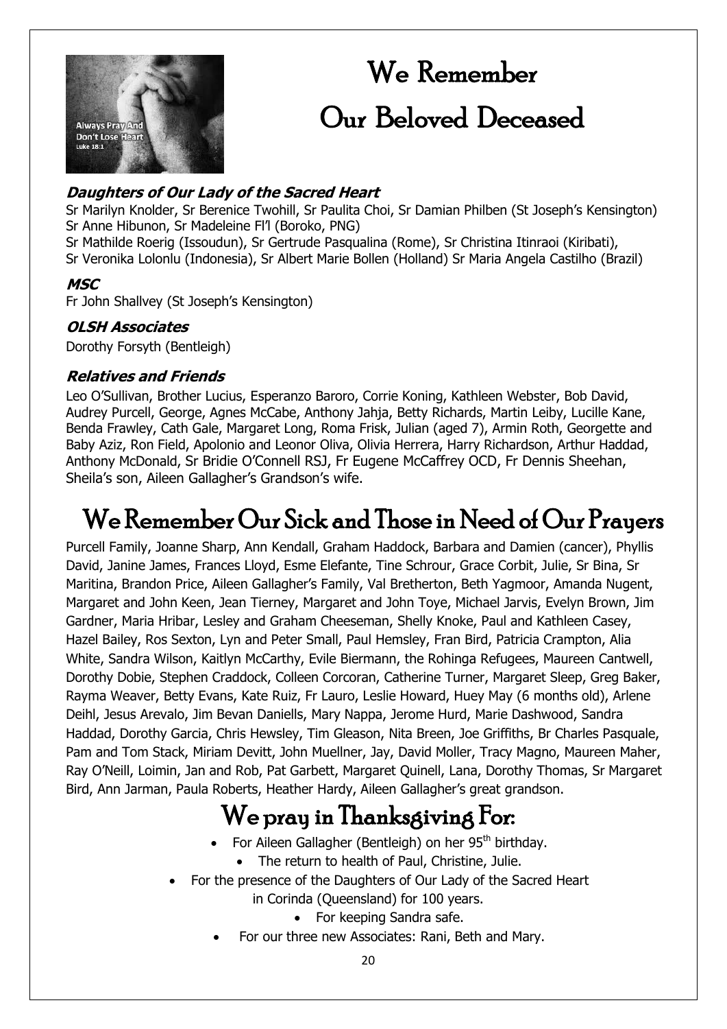# We Remember Our Beloved Deceased

***Daughters of Our Lady of the Sacred Heart***

Sr Marilyn Knolder, Sr Berenice Twohill, Sr Paulita Choi, Sr Damian Philben (St Joseph's Kensington)
Sr Anne Hibunon, Sr Madeleine Fl'l (Boroko, PNG)
Sr Mathilde Roerig (Issoudun), Sr Gertrude Pasqualina (Rome), Sr Christina Itinraoi (Kiribati),
Sr Veronika Lolonlu (Indonesia), Sr Albert Marie Bollen (Holland) Sr Maria Angela Castilho (Brazil)

***MSC***

Fr John Shallvey (St Joseph's Kensington)

***OLSH Associates***

Dorothy Forsyth (Bentleigh)

***Relatives and Friends***

Leo O'Sullivan, Brother Lucius, Esperanzo Baroro, Corrie Koning, Kathleen Webster, Bob David, Audrey Purcell, George, Agnes McCabe, Anthony Jahja, Betty Richards, Martin Leiby, Lucille Kane, Benda Frawley, Cath Gale, Margaret Long, Roma Frisk, Julian (aged 7), Armin Roth, Georgette and Baby Aziz, Ron Field, Apolonio and Leonor Oliva, Olivia Herrera, Harry Richardson, Arthur Haddad, Anthony McDonald, Sr Bridie O'Connell RSJ, Fr Eugene McCaffrey OCD, Fr Dennis Sheehan, Sheila's son, Aileen Gallagher's Grandson's wife.

# We Remember Our Sick and Those in Need of Our Prayers

Purcell Family, Joanne Sharp, Ann Kendall, Graham Haddock, Barbara and Damien (cancer), Phyllis David, Janine James, Frances Lloyd, Esme Elefante, Tine Schrour, Grace Corbit, Julie, Sr Bina, Sr Maritina, Brandon Price, Aileen Gallagher's Family, Val Bretherton, Beth Yagmoor, Amanda Nugent, Margaret and John Keen, Jean Tierney, Margaret and John Toye, Michael Jarvis, Evelyn Brown, Jim Gardner, Maria Hribar, Lesley and Graham Cheeseman, Shelly Knoke, Paul and Kathleen Casey, Hazel Bailey, Ros Sexton, Lyn and Peter Small, Paul Hemsley, Fran Bird, Patricia Crampton, Alia White, Sandra Wilson, Kaitlyn McCarthy, Evile Biermann, the Rohinga Refugees, Maureen Cantwell, Dorothy Dobie, Stephen Craddock, Colleen Corcoran, Catherine Turner, Margaret Sleep, Greg Baker, Rayma Weaver, Betty Evans, Kate Ruiz, Fr Lauro, Leslie Howard, Huey May (6 months old), Arlene Deihl, Jesus Arevalo, Jim Bevan Daniells, Mary Nappa, Jerome Hurd, Marie Dashwood, Sandra Haddad, Dorothy Garcia, Chris Hewsley, Tim Gleason, Nita Breen, Joe Griffiths, Br Charles Pasquale, Pam and Tom Stack, Miriam Devitt, John Muellner, Jay, David Moller, Tracy Magno, Maureen Maher, Ray O'Neill, Loimin, Jan and Rob, Pat Garbett, Margaret Quinell, Lana, Dorothy Thomas, Sr Margaret Bird, Ann Jarman, Paula Roberts, Heather Hardy, Aileen Gallagher's great grandson.

# We pray in Thanksgiving For:

- For Aileen Gallagher (Bentleigh) on her 95th birthday.
- The return to health of Paul, Christine, Julie.
- For the presence of the Daughters of Our Lady of the Sacred Heart in Corinda (Queensland) for 100 years.
- For keeping Sandra safe.
- For our three new Associates: Rani, Beth and Mary.